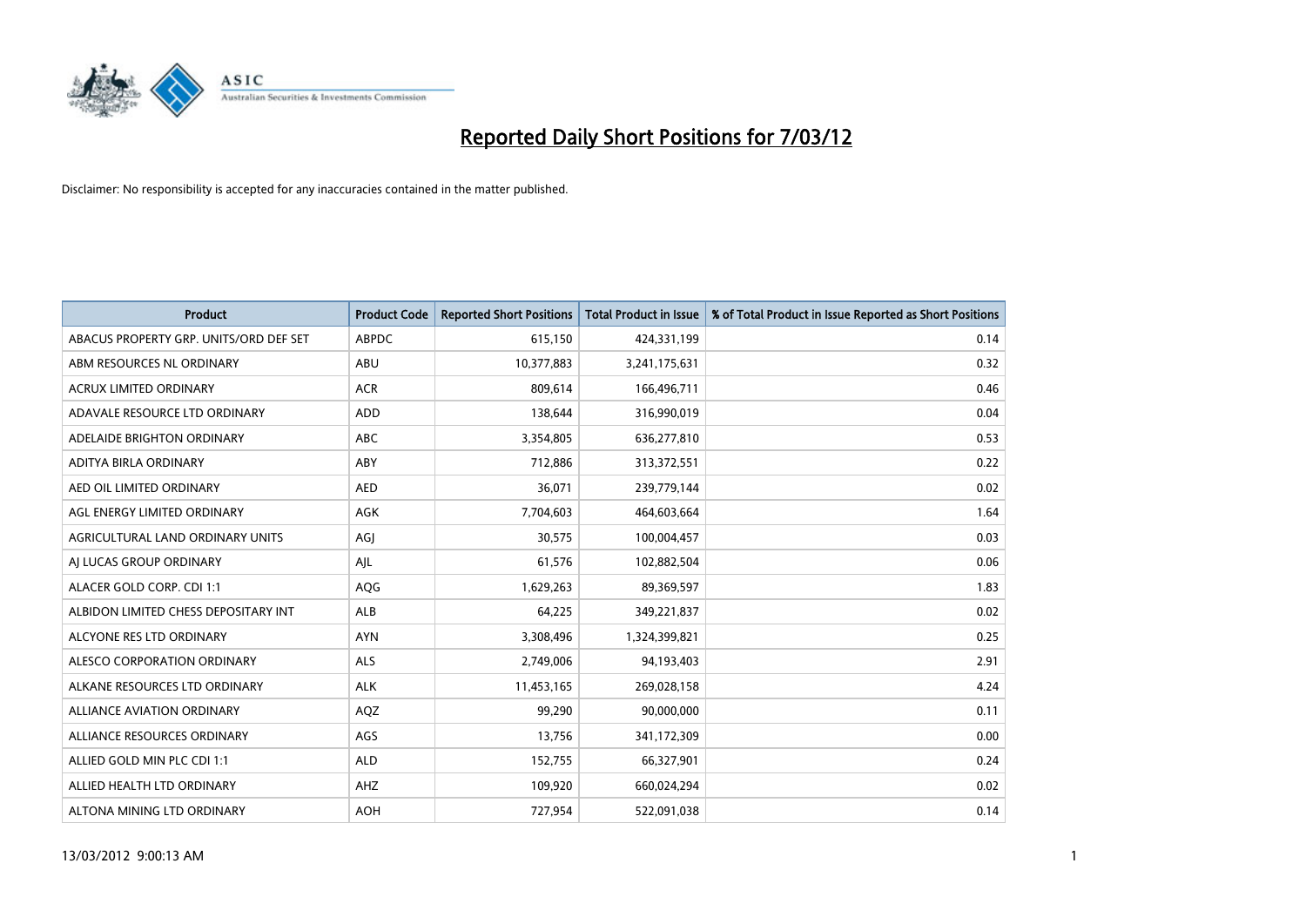# Reported Daily Short Positions for 7/03/12

Disclaimer: No responsibility is accepted for any inaccuracies contained in the matter published.

| Product | Product Code | Reported Short Positions | Total Product in Issue | % of Total Product in Issue Reported as Short Positions |
|---|---|---|---|---|
| ABACUS PROPERTY GRP. UNITS/ORD DEF SET | ABPDC | 615,150 | 424,331,199 | 0.14 |
| ABM RESOURCES NL ORDINARY | ABU | 10,377,883 | 3,241,175,631 | 0.32 |
| ACRUX LIMITED ORDINARY | ACR | 809,614 | 166,496,711 | 0.46 |
| ADAVALE RESOURCE LTD ORDINARY | ADD | 138,644 | 316,990,019 | 0.04 |
| ADELAIDE BRIGHTON ORDINARY | ABC | 3,354,805 | 636,277,810 | 0.53 |
| ADITYA BIRLA ORDINARY | ABY | 712,886 | 313,372,551 | 0.22 |
| AED OIL LIMITED ORDINARY | AED | 36,071 | 239,779,144 | 0.02 |
| AGL ENERGY LIMITED ORDINARY | AGK | 7,704,603 | 464,603,664 | 1.64 |
| AGRICULTURAL LAND ORDINARY UNITS | AGJ | 30,575 | 100,004,457 | 0.03 |
| AJ LUCAS GROUP ORDINARY | AJL | 61,576 | 102,882,504 | 0.06 |
| ALACER GOLD CORP. CDI 1:1 | AQG | 1,629,263 | 89,369,597 | 1.83 |
| ALBIDON LIMITED CHESS DEPOSITARY INT | ALB | 64,225 | 349,221,837 | 0.02 |
| ALCYONE RES LTD ORDINARY | AYN | 3,308,496 | 1,324,399,821 | 0.25 |
| ALESCO CORPORATION ORDINARY | ALS | 2,749,006 | 94,193,403 | 2.91 |
| ALKANE RESOURCES LTD ORDINARY | ALK | 11,453,165 | 269,028,158 | 4.24 |
| ALLIANCE AVIATION ORDINARY | AQZ | 99,290 | 90,000,000 | 0.11 |
| ALLIANCE RESOURCES ORDINARY | AGS | 13,756 | 341,172,309 | 0.00 |
| ALLIED GOLD MIN PLC CDI 1:1 | ALD | 152,755 | 66,327,901 | 0.24 |
| ALLIED HEALTH LTD ORDINARY | AHZ | 109,920 | 660,024,294 | 0.02 |
| ALTONA MINING LTD ORDINARY | AOH | 727,954 | 522,091,038 | 0.14 |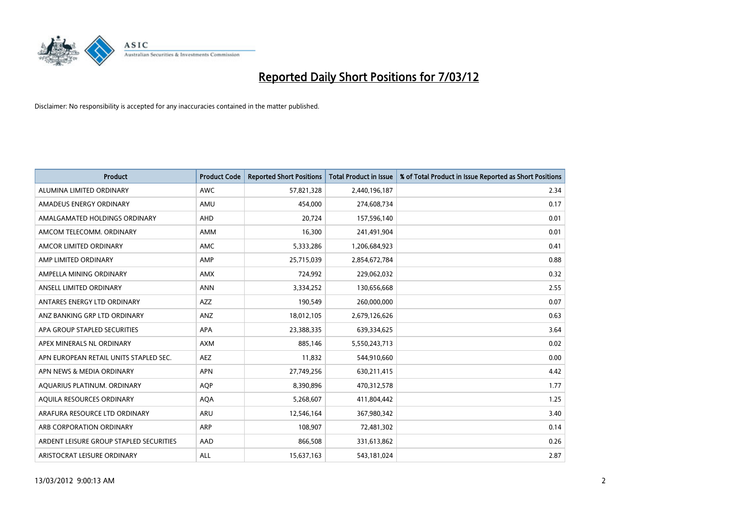# Reported Daily Short Positions for 7/03/12

Disclaimer: No responsibility is accepted for any inaccuracies contained in the matter published.

| Product | Product Code | Reported Short Positions | Total Product in Issue | % of Total Product in Issue Reported as Short Positions |
|---|---|---|---|---|
| ALUMINA LIMITED ORDINARY | AWC | 57,821,328 | 2,440,196,187 | 2.34 |
| AMADEUS ENERGY ORDINARY | AMU | 454,000 | 274,608,734 | 0.17 |
| AMALGAMATED HOLDINGS ORDINARY | AHD | 20,724 | 157,596,140 | 0.01 |
| AMCOM TELECOMM. ORDINARY | AMM | 16,300 | 241,491,904 | 0.01 |
| AMCOR LIMITED ORDINARY | AMC | 5,333,286 | 1,206,684,923 | 0.41 |
| AMP LIMITED ORDINARY | AMP | 25,715,039 | 2,854,672,784 | 0.88 |
| AMPELLA MINING ORDINARY | AMX | 724,992 | 229,062,032 | 0.32 |
| ANSELL LIMITED ORDINARY | ANN | 3,334,252 | 130,656,668 | 2.55 |
| ANTARES ENERGY LTD ORDINARY | AZZ | 190,549 | 260,000,000 | 0.07 |
| ANZ BANKING GRP LTD ORDINARY | ANZ | 18,012,105 | 2,679,126,626 | 0.63 |
| APA GROUP STAPLED SECURITIES | APA | 23,388,335 | 639,334,625 | 3.64 |
| APEX MINERALS NL ORDINARY | AXM | 885,146 | 5,550,243,713 | 0.02 |
| APN EUROPEAN RETAIL UNITS STAPLED SEC. | AEZ | 11,832 | 544,910,660 | 0.00 |
| APN NEWS & MEDIA ORDINARY | APN | 27,749,256 | 630,211,415 | 4.42 |
| AQUARIUS PLATINUM. ORDINARY | AQP | 8,390,896 | 470,312,578 | 1.77 |
| AQUILA RESOURCES ORDINARY | AQA | 5,268,607 | 411,804,442 | 1.25 |
| ARAFURA RESOURCE LTD ORDINARY | ARU | 12,546,164 | 367,980,342 | 3.40 |
| ARB CORPORATION ORDINARY | ARP | 108,907 | 72,481,302 | 0.14 |
| ARDENT LEISURE GROUP STAPLED SECURITIES | AAD | 866,508 | 331,613,862 | 0.26 |
| ARISTOCRAT LEISURE ORDINARY | ALL | 15,637,163 | 543,181,024 | 2.87 |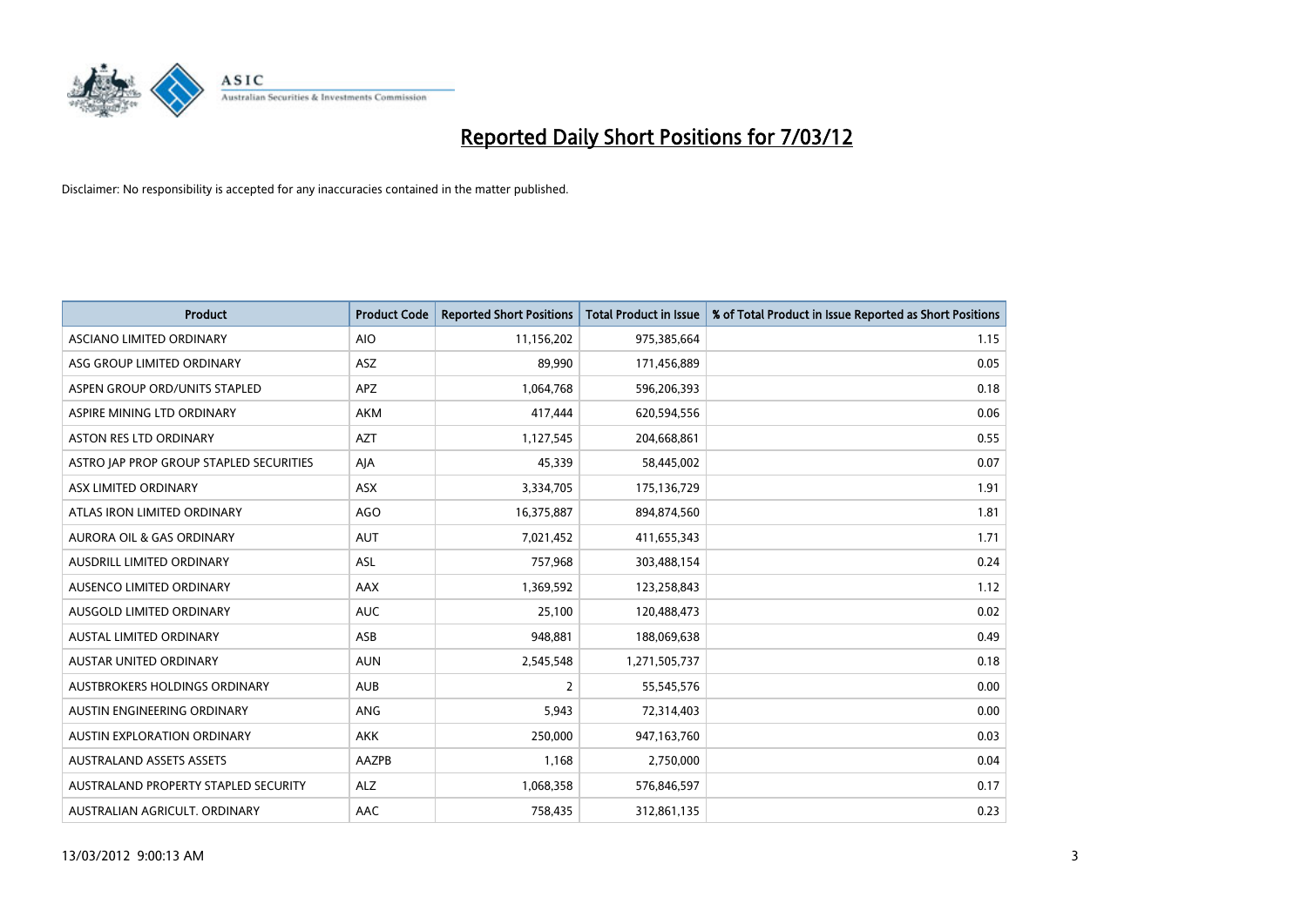# Reported Daily Short Positions for 7/03/12

Disclaimer: No responsibility is accepted for any inaccuracies contained in the matter published.

| Product | Product Code | Reported Short Positions | Total Product in Issue | % of Total Product in Issue Reported as Short Positions |
|---|---|---|---|---|
| ASCIANO LIMITED ORDINARY | AIO | 11,156,202 | 975,385,664 | 1.15 |
| ASG GROUP LIMITED ORDINARY | ASZ | 89,990 | 171,456,889 | 0.05 |
| ASPEN GROUP ORD/UNITS STAPLED | APZ | 1,064,768 | 596,206,393 | 0.18 |
| ASPIRE MINING LTD ORDINARY | AKM | 417,444 | 620,594,556 | 0.06 |
| ASTON RES LTD ORDINARY | AZT | 1,127,545 | 204,668,861 | 0.55 |
| ASTRO JAP PROP GROUP STAPLED SECURITIES | AJA | 45,339 | 58,445,002 | 0.07 |
| ASX LIMITED ORDINARY | ASX | 3,334,705 | 175,136,729 | 1.91 |
| ATLAS IRON LIMITED ORDINARY | AGO | 16,375,887 | 894,874,560 | 1.81 |
| AURORA OIL & GAS ORDINARY | AUT | 7,021,452 | 411,655,343 | 1.71 |
| AUSDRILL LIMITED ORDINARY | ASL | 757,968 | 303,488,154 | 0.24 |
| AUSENCO LIMITED ORDINARY | AAX | 1,369,592 | 123,258,843 | 1.12 |
| AUSGOLD LIMITED ORDINARY | AUC | 25,100 | 120,488,473 | 0.02 |
| AUSTAL LIMITED ORDINARY | ASB | 948,881 | 188,069,638 | 0.49 |
| AUSTAR UNITED ORDINARY | AUN | 2,545,548 | 1,271,505,737 | 0.18 |
| AUSTBROKERS HOLDINGS ORDINARY | AUB | 2 | 55,545,576 | 0.00 |
| AUSTIN ENGINEERING ORDINARY | ANG | 5,943 | 72,314,403 | 0.00 |
| AUSTIN EXPLORATION ORDINARY | AKK | 250,000 | 947,163,760 | 0.03 |
| AUSTRALAND ASSETS ASSETS | AAZPB | 1,168 | 2,750,000 | 0.04 |
| AUSTRALAND PROPERTY STAPLED SECURITY | ALZ | 1,068,358 | 576,846,597 | 0.17 |
| AUSTRALIAN AGRICULT. ORDINARY | AAC | 758,435 | 312,861,135 | 0.23 |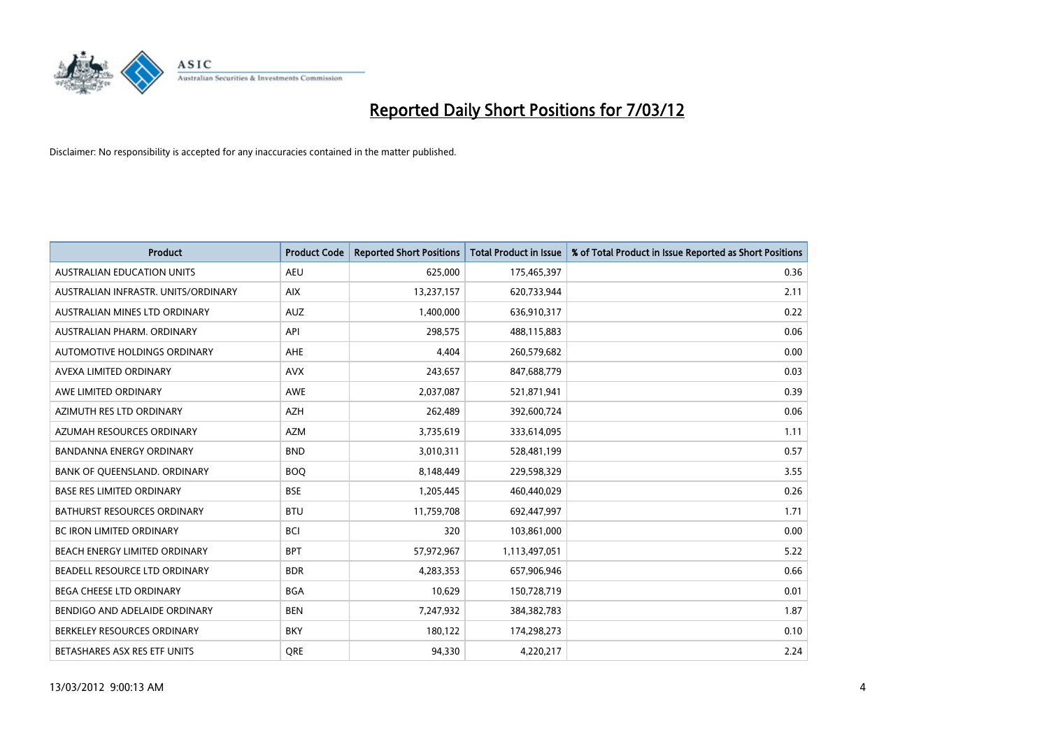# Reported Daily Short Positions for 7/03/12

Disclaimer: No responsibility is accepted for any inaccuracies contained in the matter published.

| Product | Product Code | Reported Short Positions | Total Product in Issue | % of Total Product in Issue Reported as Short Positions |
|---|---|---|---|---|
| AUSTRALIAN EDUCATION UNITS | AEU | 625,000 | 175,465,397 | 0.36 |
| AUSTRALIAN INFRASTR. UNITS/ORDINARY | AIX | 13,237,157 | 620,733,944 | 2.11 |
| AUSTRALIAN MINES LTD ORDINARY | AUZ | 1,400,000 | 636,910,317 | 0.22 |
| AUSTRALIAN PHARM. ORDINARY | API | 298,575 | 488,115,883 | 0.06 |
| AUTOMOTIVE HOLDINGS ORDINARY | AHE | 4,404 | 260,579,682 | 0.00 |
| AVEXA LIMITED ORDINARY | AVX | 243,657 | 847,688,779 | 0.03 |
| AWE LIMITED ORDINARY | AWE | 2,037,087 | 521,871,941 | 0.39 |
| AZIMUTH RES LTD ORDINARY | AZH | 262,489 | 392,600,724 | 0.06 |
| AZUMAH RESOURCES ORDINARY | AZM | 3,735,619 | 333,614,095 | 1.11 |
| BANDANNA ENERGY ORDINARY | BND | 3,010,311 | 528,481,199 | 0.57 |
| BANK OF QUEENSLAND. ORDINARY | BOQ | 8,148,449 | 229,598,329 | 3.55 |
| BASE RES LIMITED ORDINARY | BSE | 1,205,445 | 460,440,029 | 0.26 |
| BATHURST RESOURCES ORDINARY | BTU | 11,759,708 | 692,447,997 | 1.71 |
| BC IRON LIMITED ORDINARY | BCI | 320 | 103,861,000 | 0.00 |
| BEACH ENERGY LIMITED ORDINARY | BPT | 57,972,967 | 1,113,497,051 | 5.22 |
| BEADELL RESOURCE LTD ORDINARY | BDR | 4,283,353 | 657,906,946 | 0.66 |
| BEGA CHEESE LTD ORDINARY | BGA | 10,629 | 150,728,719 | 0.01 |
| BENDIGO AND ADELAIDE ORDINARY | BEN | 7,247,932 | 384,382,783 | 1.87 |
| BERKELEY RESOURCES ORDINARY | BKY | 180,122 | 174,298,273 | 0.10 |
| BETASHARES ASX RES ETF UNITS | QRE | 94,330 | 4,220,217 | 2.24 |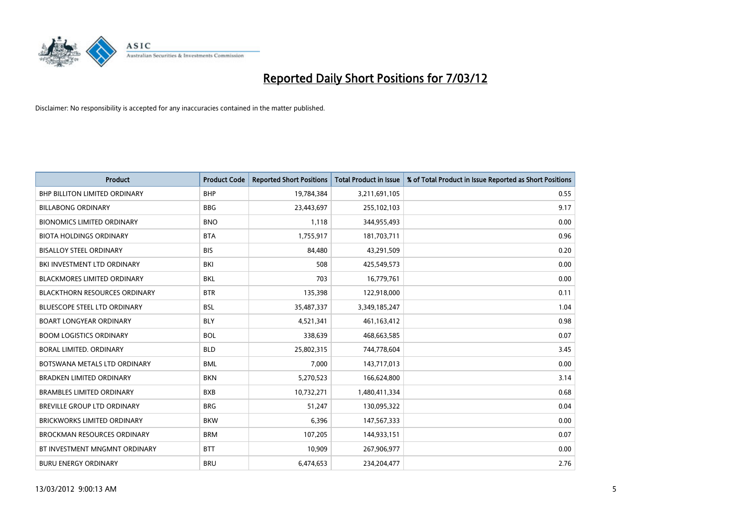# Reported Daily Short Positions for 7/03/12

Disclaimer: No responsibility is accepted for any inaccuracies contained in the matter published.

| Product | Product Code | Reported Short Positions | Total Product in Issue | % of Total Product in Issue Reported as Short Positions |
|---|---|---|---|---|
| BHP BILLITON LIMITED ORDINARY | BHP | 19,784,384 | 3,211,691,105 | 0.55 |
| BILLABONG ORDINARY | BBG | 23,443,697 | 255,102,103 | 9.17 |
| BIONOMICS LIMITED ORDINARY | BNO | 1,118 | 344,955,493 | 0.00 |
| BIOTA HOLDINGS ORDINARY | BTA | 1,755,917 | 181,703,711 | 0.96 |
| BISALLOY STEEL ORDINARY | BIS | 84,480 | 43,291,509 | 0.20 |
| BKI INVESTMENT LTD ORDINARY | BKI | 508 | 425,549,573 | 0.00 |
| BLACKMORES LIMITED ORDINARY | BKL | 703 | 16,779,761 | 0.00 |
| BLACKTHORN RESOURCES ORDINARY | BTR | 135,398 | 122,918,000 | 0.11 |
| BLUESCOPE STEEL LTD ORDINARY | BSL | 35,487,337 | 3,349,185,247 | 1.04 |
| BOART LONGYEAR ORDINARY | BLY | 4,521,341 | 461,163,412 | 0.98 |
| BOOM LOGISTICS ORDINARY | BOL | 338,639 | 468,663,585 | 0.07 |
| BORAL LIMITED. ORDINARY | BLD | 25,802,315 | 744,778,604 | 3.45 |
| BOTSWANA METALS LTD ORDINARY | BML | 7,000 | 143,717,013 | 0.00 |
| BRADKEN LIMITED ORDINARY | BKN | 5,270,523 | 166,624,800 | 3.14 |
| BRAMBLES LIMITED ORDINARY | BXB | 10,732,271 | 1,480,411,334 | 0.68 |
| BREVILLE GROUP LTD ORDINARY | BRG | 51,247 | 130,095,322 | 0.04 |
| BRICKWORKS LIMITED ORDINARY | BKW | 6,396 | 147,567,333 | 0.00 |
| BROCKMAN RESOURCES ORDINARY | BRM | 107,205 | 144,933,151 | 0.07 |
| BT INVESTMENT MNGMNT ORDINARY | BTT | 10,909 | 267,906,977 | 0.00 |
| BURU ENERGY ORDINARY | BRU | 6,474,653 | 234,204,477 | 2.76 |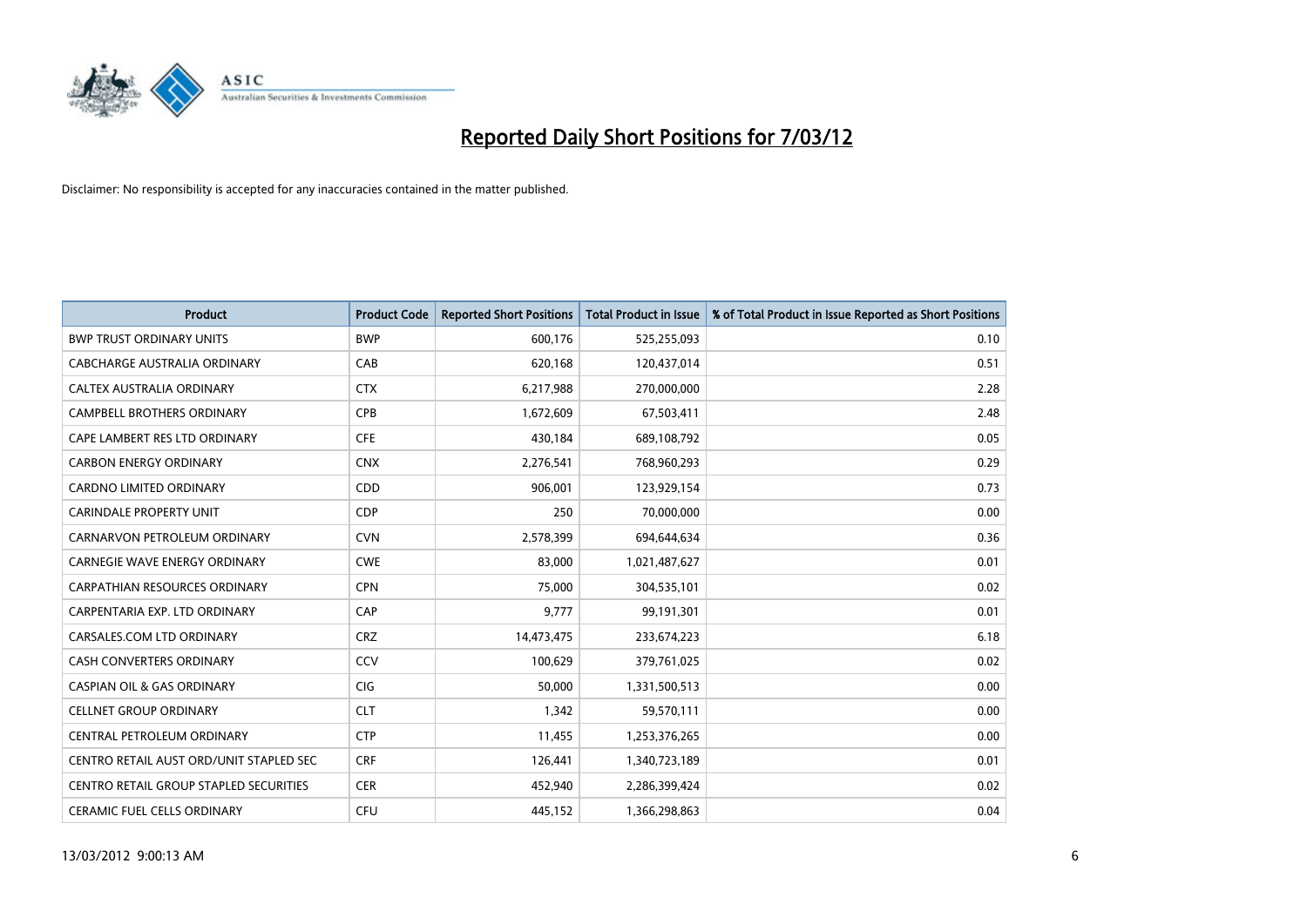# Reported Daily Short Positions for 7/03/12

Disclaimer: No responsibility is accepted for any inaccuracies contained in the matter published.

| Product | Product Code | Reported Short Positions | Total Product in Issue | % of Total Product in Issue Reported as Short Positions |
|---|---|---|---|---|
| BWP TRUST ORDINARY UNITS | BWP | 600,176 | 525,255,093 | 0.10 |
| CABCHARGE AUSTRALIA ORDINARY | CAB | 620,168 | 120,437,014 | 0.51 |
| CALTEX AUSTRALIA ORDINARY | CTX | 6,217,988 | 270,000,000 | 2.28 |
| CAMPBELL BROTHERS ORDINARY | CPB | 1,672,609 | 67,503,411 | 2.48 |
| CAPE LAMBERT RES LTD ORDINARY | CFE | 430,184 | 689,108,792 | 0.05 |
| CARBON ENERGY ORDINARY | CNX | 2,276,541 | 768,960,293 | 0.29 |
| CARDNO LIMITED ORDINARY | CDD | 906,001 | 123,929,154 | 0.73 |
| CARINDALE PROPERTY UNIT | CDP | 250 | 70,000,000 | 0.00 |
| CARNARVON PETROLEUM ORDINARY | CVN | 2,578,399 | 694,644,634 | 0.36 |
| CARNEGIE WAVE ENERGY ORDINARY | CWE | 83,000 | 1,021,487,627 | 0.01 |
| CARPATHIAN RESOURCES ORDINARY | CPN | 75,000 | 304,535,101 | 0.02 |
| CARPENTARIA EXP. LTD ORDINARY | CAP | 9,777 | 99,191,301 | 0.01 |
| CARSALES.COM LTD ORDINARY | CRZ | 14,473,475 | 233,674,223 | 6.18 |
| CASH CONVERTERS ORDINARY | CCV | 100,629 | 379,761,025 | 0.02 |
| CASPIAN OIL & GAS ORDINARY | CIG | 50,000 | 1,331,500,513 | 0.00 |
| CELLNET GROUP ORDINARY | CLT | 1,342 | 59,570,111 | 0.00 |
| CENTRAL PETROLEUM ORDINARY | CTP | 11,455 | 1,253,376,265 | 0.00 |
| CENTRO RETAIL AUST ORD/UNIT STAPLED SEC | CRF | 126,441 | 1,340,723,189 | 0.01 |
| CENTRO RETAIL GROUP STAPLED SECURITIES | CER | 452,940 | 2,286,399,424 | 0.02 |
| CERAMIC FUEL CELLS ORDINARY | CFU | 445,152 | 1,366,298,863 | 0.04 |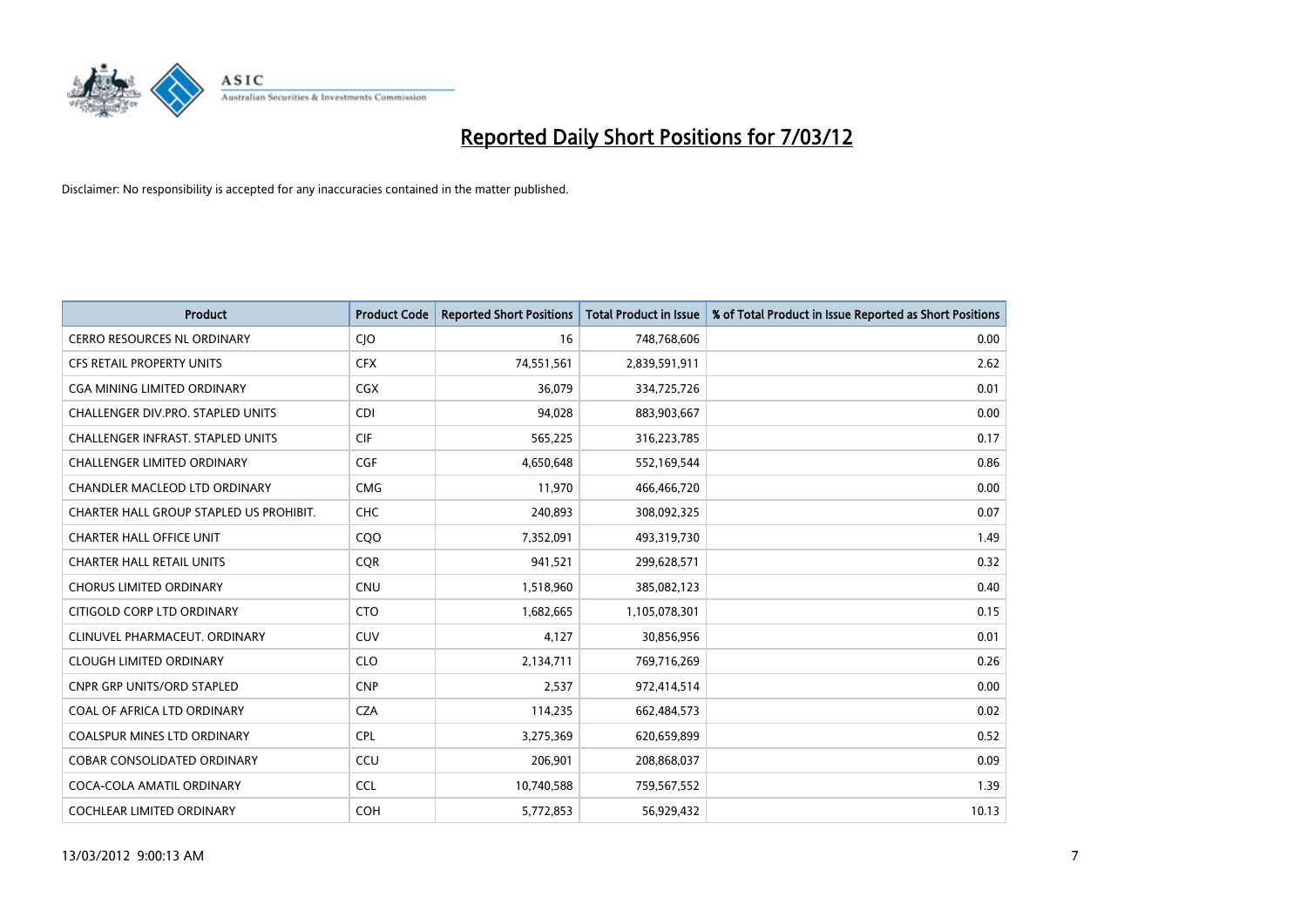# Reported Daily Short Positions for 7/03/12

Disclaimer: No responsibility is accepted for any inaccuracies contained in the matter published.

| Product | Product Code | Reported Short Positions | Total Product in Issue | % of Total Product in Issue Reported as Short Positions |
|---|---|---|---|---|
| CERRO RESOURCES NL ORDINARY | CJO | 16 | 748,768,606 | 0.00 |
| CFS RETAIL PROPERTY UNITS | CFX | 74,551,561 | 2,839,591,911 | 2.62 |
| CGA MINING LIMITED ORDINARY | CGX | 36,079 | 334,725,726 | 0.01 |
| CHALLENGER DIV.PRO. STAPLED UNITS | CDI | 94,028 | 883,903,667 | 0.00 |
| CHALLENGER INFRAST. STAPLED UNITS | CIF | 565,225 | 316,223,785 | 0.17 |
| CHALLENGER LIMITED ORDINARY | CGF | 4,650,648 | 552,169,544 | 0.86 |
| CHANDLER MACLEOD LTD ORDINARY | CMG | 11,970 | 466,466,720 | 0.00 |
| CHARTER HALL GROUP STAPLED US PROHIBIT. | CHC | 240,893 | 308,092,325 | 0.07 |
| CHARTER HALL OFFICE UNIT | CQO | 7,352,091 | 493,319,730 | 1.49 |
| CHARTER HALL RETAIL UNITS | CQR | 941,521 | 299,628,571 | 0.32 |
| CHORUS LIMITED ORDINARY | CNU | 1,518,960 | 385,082,123 | 0.40 |
| CITIGOLD CORP LTD ORDINARY | CTO | 1,682,665 | 1,105,078,301 | 0.15 |
| CLINUVEL PHARMACEUT. ORDINARY | CUV | 4,127 | 30,856,956 | 0.01 |
| CLOUGH LIMITED ORDINARY | CLO | 2,134,711 | 769,716,269 | 0.26 |
| CNPR GRP UNITS/ORD STAPLED | CNP | 2,537 | 972,414,514 | 0.00 |
| COAL OF AFRICA LTD ORDINARY | CZA | 114,235 | 662,484,573 | 0.02 |
| COALSPUR MINES LTD ORDINARY | CPL | 3,275,369 | 620,659,899 | 0.52 |
| COBAR CONSOLIDATED ORDINARY | CCU | 206,901 | 208,868,037 | 0.09 |
| COCA-COLA AMATIL ORDINARY | CCL | 10,740,588 | 759,567,552 | 1.39 |
| COCHLEAR LIMITED ORDINARY | COH | 5,772,853 | 56,929,432 | 10.13 |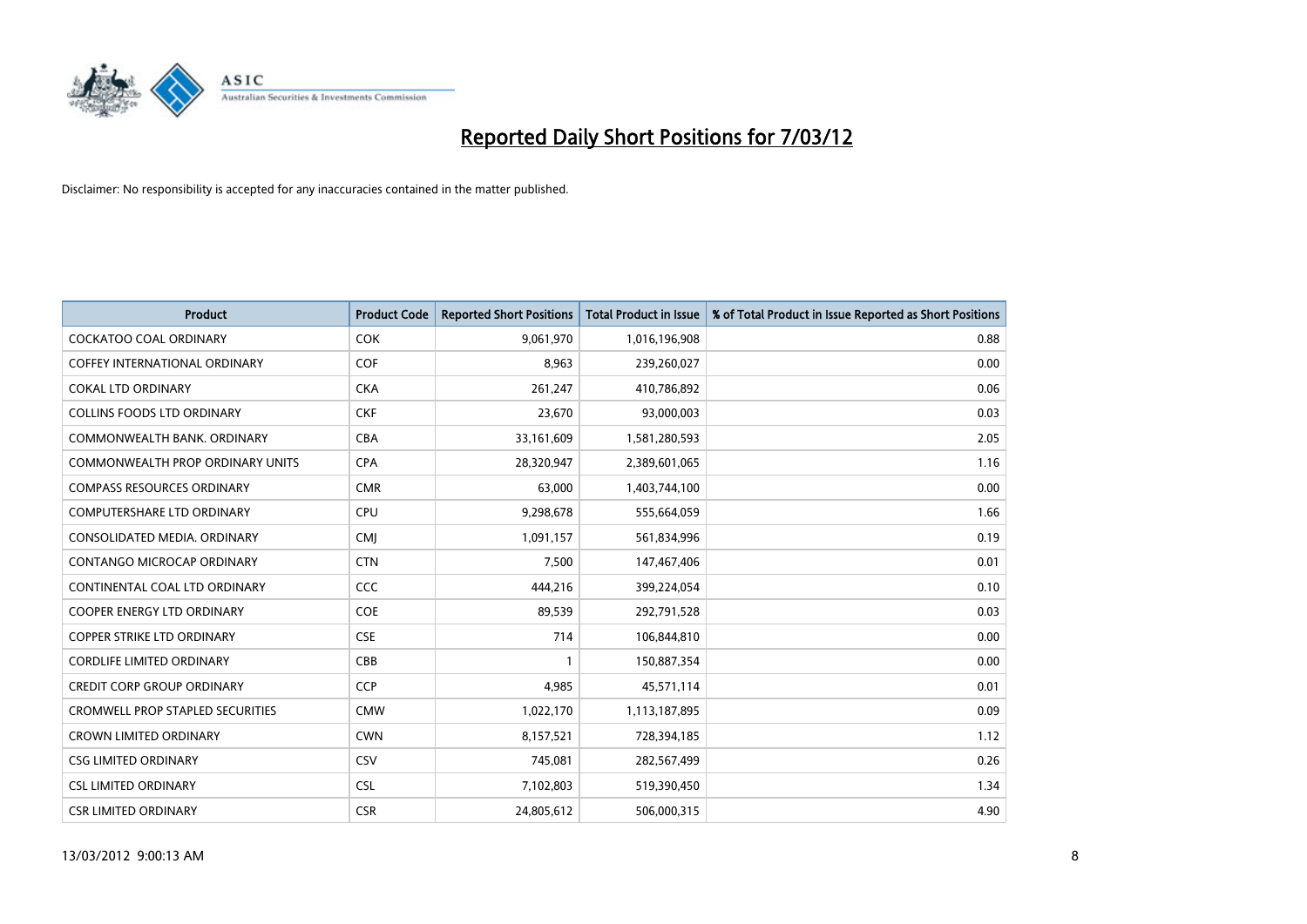# Reported Daily Short Positions for 7/03/12

Disclaimer: No responsibility is accepted for any inaccuracies contained in the matter published.

| Product | Product Code | Reported Short Positions | Total Product in Issue | % of Total Product in Issue Reported as Short Positions |
|---|---|---|---|---|
| COCKATOO COAL ORDINARY | COK | 9,061,970 | 1,016,196,908 | 0.88 |
| COFFEY INTERNATIONAL ORDINARY | COF | 8,963 | 239,260,027 | 0.00 |
| COKAL LTD ORDINARY | CKA | 261,247 | 410,786,892 | 0.06 |
| COLLINS FOODS LTD ORDINARY | CKF | 23,670 | 93,000,003 | 0.03 |
| COMMONWEALTH BANK. ORDINARY | CBA | 33,161,609 | 1,581,280,593 | 2.05 |
| COMMONWEALTH PROP ORDINARY UNITS | CPA | 28,320,947 | 2,389,601,065 | 1.16 |
| COMPASS RESOURCES ORDINARY | CMR | 63,000 | 1,403,744,100 | 0.00 |
| COMPUTERSHARE LTD ORDINARY | CPU | 9,298,678 | 555,664,059 | 1.66 |
| CONSOLIDATED MEDIA. ORDINARY | CMJ | 1,091,157 | 561,834,996 | 0.19 |
| CONTANGO MICROCAP ORDINARY | CTN | 7,500 | 147,467,406 | 0.01 |
| CONTINENTAL COAL LTD ORDINARY | CCC | 444,216 | 399,224,054 | 0.10 |
| COOPER ENERGY LTD ORDINARY | COE | 89,539 | 292,791,528 | 0.03 |
| COPPER STRIKE LTD ORDINARY | CSE | 714 | 106,844,810 | 0.00 |
| CORDLIFE LIMITED ORDINARY | CBB | 1 | 150,887,354 | 0.00 |
| CREDIT CORP GROUP ORDINARY | CCP | 4,985 | 45,571,114 | 0.01 |
| CROMWELL PROP STAPLED SECURITIES | CMW | 1,022,170 | 1,113,187,895 | 0.09 |
| CROWN LIMITED ORDINARY | CWN | 8,157,521 | 728,394,185 | 1.12 |
| CSG LIMITED ORDINARY | CSV | 745,081 | 282,567,499 | 0.26 |
| CSL LIMITED ORDINARY | CSL | 7,102,803 | 519,390,450 | 1.34 |
| CSR LIMITED ORDINARY | CSR | 24,805,612 | 506,000,315 | 4.90 |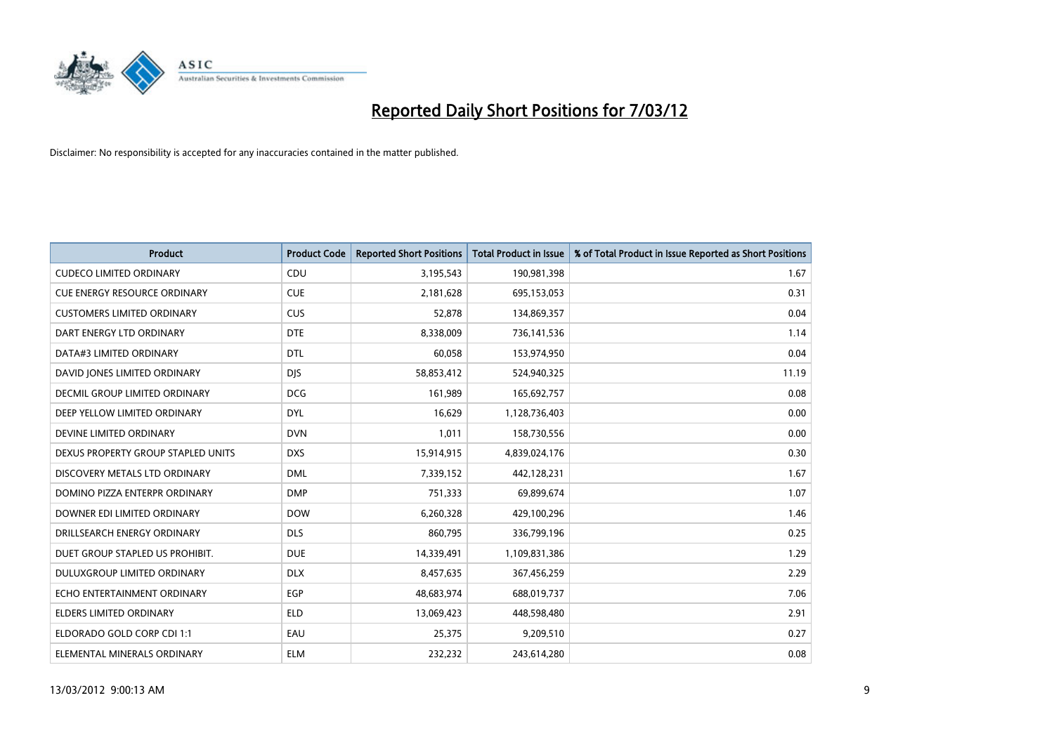# Reported Daily Short Positions for 7/03/12

Disclaimer: No responsibility is accepted for any inaccuracies contained in the matter published.

| Product | Product Code | Reported Short Positions | Total Product in Issue | % of Total Product in Issue Reported as Short Positions |
|---|---|---|---|---|
| CUDECO LIMITED ORDINARY | CDU | 3,195,543 | 190,981,398 | 1.67 |
| CUE ENERGY RESOURCE ORDINARY | CUE | 2,181,628 | 695,153,053 | 0.31 |
| CUSTOMERS LIMITED ORDINARY | CUS | 52,878 | 134,869,357 | 0.04 |
| DART ENERGY LTD ORDINARY | DTE | 8,338,009 | 736,141,536 | 1.14 |
| DATA#3 LIMITED ORDINARY | DTL | 60,058 | 153,974,950 | 0.04 |
| DAVID JONES LIMITED ORDINARY | DJS | 58,853,412 | 524,940,325 | 11.19 |
| DECMIL GROUP LIMITED ORDINARY | DCG | 161,989 | 165,692,757 | 0.08 |
| DEEP YELLOW LIMITED ORDINARY | DYL | 16,629 | 1,128,736,403 | 0.00 |
| DEVINE LIMITED ORDINARY | DVN | 1,011 | 158,730,556 | 0.00 |
| DEXUS PROPERTY GROUP STAPLED UNITS | DXS | 15,914,915 | 4,839,024,176 | 0.30 |
| DISCOVERY METALS LTD ORDINARY | DML | 7,339,152 | 442,128,231 | 1.67 |
| DOMINO PIZZA ENTERPR ORDINARY | DMP | 751,333 | 69,899,674 | 1.07 |
| DOWNER EDI LIMITED ORDINARY | DOW | 6,260,328 | 429,100,296 | 1.46 |
| DRILLSEARCH ENERGY ORDINARY | DLS | 860,795 | 336,799,196 | 0.25 |
| DUET GROUP STAPLED US PROHIBIT. | DUE | 14,339,491 | 1,109,831,386 | 1.29 |
| DULUXGROUP LIMITED ORDINARY | DLX | 8,457,635 | 367,456,259 | 2.29 |
| ECHO ENTERTAINMENT ORDINARY | EGP | 48,683,974 | 688,019,737 | 7.06 |
| ELDERS LIMITED ORDINARY | ELD | 13,069,423 | 448,598,480 | 2.91 |
| ELDORADO GOLD CORP CDI 1:1 | EAU | 25,375 | 9,209,510 | 0.27 |
| ELEMENTAL MINERALS ORDINARY | ELM | 232,232 | 243,614,280 | 0.08 |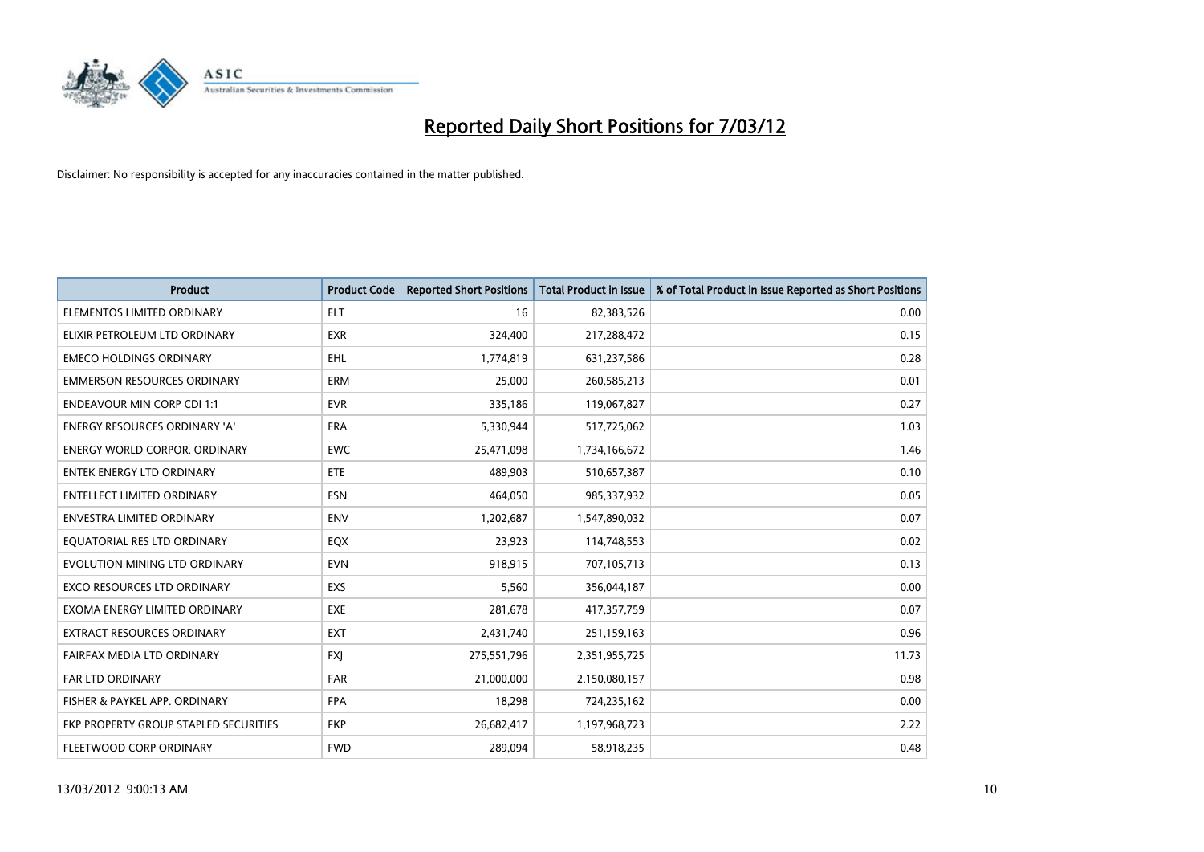# Reported Daily Short Positions for 7/03/12

Disclaimer: No responsibility is accepted for any inaccuracies contained in the matter published.

| Product | Product Code | Reported Short Positions | Total Product in Issue | % of Total Product in Issue Reported as Short Positions |
|---|---|---|---|---|
| ELEMENTOS LIMITED ORDINARY | ELT | 16 | 82,383,526 | 0.00 |
| ELIXIR PETROLEUM LTD ORDINARY | EXR | 324,400 | 217,288,472 | 0.15 |
| EMECO HOLDINGS ORDINARY | EHL | 1,774,819 | 631,237,586 | 0.28 |
| EMMERSON RESOURCES ORDINARY | ERM | 25,000 | 260,585,213 | 0.01 |
| ENDEAVOUR MIN CORP CDI 1:1 | EVR | 335,186 | 119,067,827 | 0.27 |
| ENERGY RESOURCES ORDINARY 'A' | ERA | 5,330,944 | 517,725,062 | 1.03 |
| ENERGY WORLD CORPOR. ORDINARY | EWC | 25,471,098 | 1,734,166,672 | 1.46 |
| ENTEK ENERGY LTD ORDINARY | ETE | 489,903 | 510,657,387 | 0.10 |
| ENTELLECT LIMITED ORDINARY | ESN | 464,050 | 985,337,932 | 0.05 |
| ENVESTRA LIMITED ORDINARY | ENV | 1,202,687 | 1,547,890,032 | 0.07 |
| EQUATORIAL RES LTD ORDINARY | EQX | 23,923 | 114,748,553 | 0.02 |
| EVOLUTION MINING LTD ORDINARY | EVN | 918,915 | 707,105,713 | 0.13 |
| EXCO RESOURCES LTD ORDINARY | EXS | 5,560 | 356,044,187 | 0.00 |
| EXOMA ENERGY LIMITED ORDINARY | EXE | 281,678 | 417,357,759 | 0.07 |
| EXTRACT RESOURCES ORDINARY | EXT | 2,431,740 | 251,159,163 | 0.96 |
| FAIRFAX MEDIA LTD ORDINARY | FXJ | 275,551,796 | 2,351,955,725 | 11.73 |
| FAR LTD ORDINARY | FAR | 21,000,000 | 2,150,080,157 | 0.98 |
| FISHER & PAYKEL APP. ORDINARY | FPA | 18,298 | 724,235,162 | 0.00 |
| FKP PROPERTY GROUP STAPLED SECURITIES | FKP | 26,682,417 | 1,197,968,723 | 2.22 |
| FLEETWOOD CORP ORDINARY | FWD | 289,094 | 58,918,235 | 0.48 |

13/03/2012 9:00:13 AM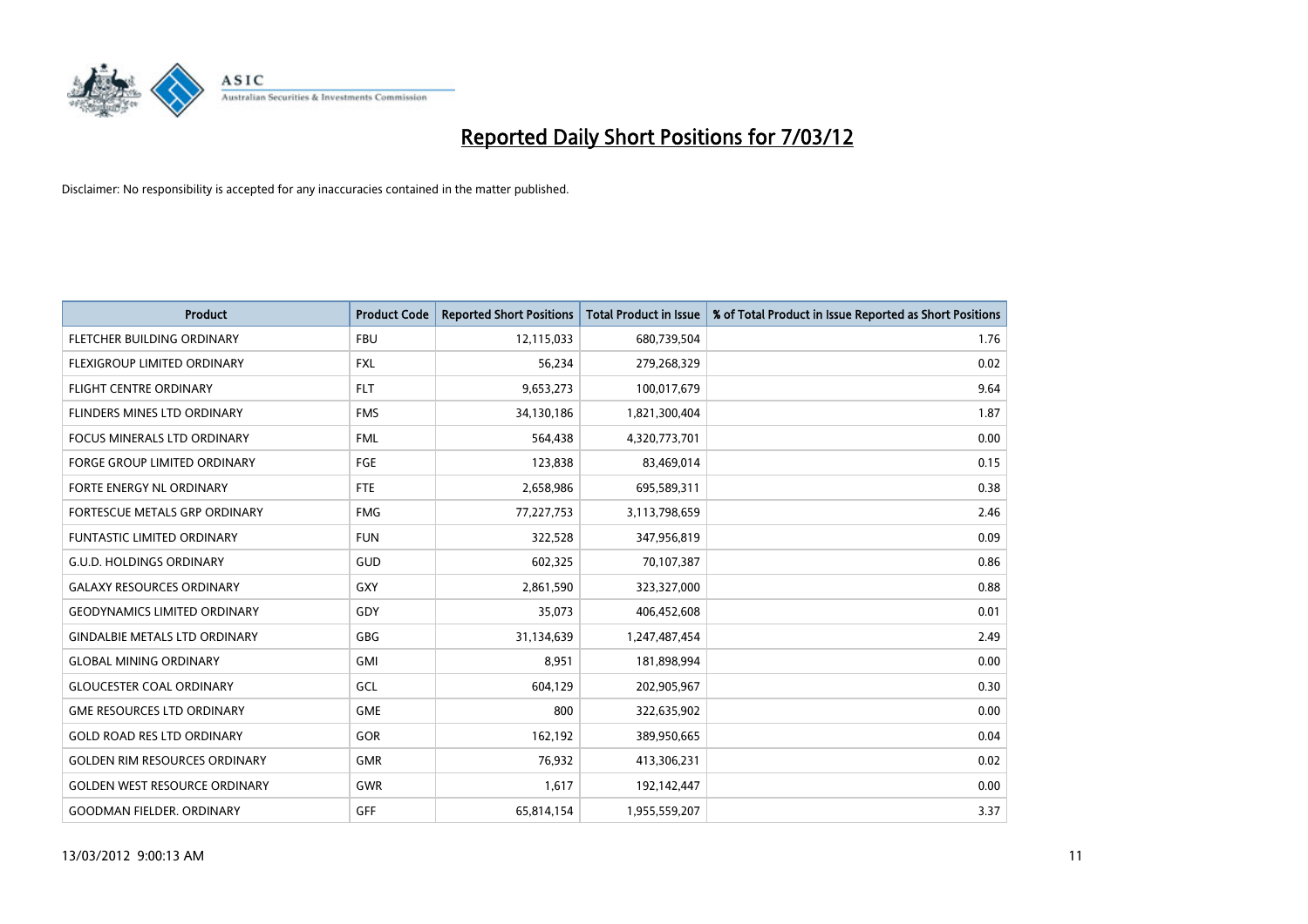# Reported Daily Short Positions for 7/03/12

Disclaimer: No responsibility is accepted for any inaccuracies contained in the matter published.

| Product | Product Code | Reported Short Positions | Total Product in Issue | % of Total Product in Issue Reported as Short Positions |
|---|---|---|---|---|
| FLETCHER BUILDING ORDINARY | FBU | 12,115,033 | 680,739,504 | 1.76 |
| FLEXIGROUP LIMITED ORDINARY | FXL | 56,234 | 279,268,329 | 0.02 |
| FLIGHT CENTRE ORDINARY | FLT | 9,653,273 | 100,017,679 | 9.64 |
| FLINDERS MINES LTD ORDINARY | FMS | 34,130,186 | 1,821,300,404 | 1.87 |
| FOCUS MINERALS LTD ORDINARY | FML | 564,438 | 4,320,773,701 | 0.00 |
| FORGE GROUP LIMITED ORDINARY | FGE | 123,838 | 83,469,014 | 0.15 |
| FORTE ENERGY NL ORDINARY | FTE | 2,658,986 | 695,589,311 | 0.38 |
| FORTESCUE METALS GRP ORDINARY | FMG | 77,227,753 | 3,113,798,659 | 2.46 |
| FUNTASTIC LIMITED ORDINARY | FUN | 322,528 | 347,956,819 | 0.09 |
| G.U.D. HOLDINGS ORDINARY | GUD | 602,325 | 70,107,387 | 0.86 |
| GALAXY RESOURCES ORDINARY | GXY | 2,861,590 | 323,327,000 | 0.88 |
| GEODYNAMICS LIMITED ORDINARY | GDY | 35,073 | 406,452,608 | 0.01 |
| GINDALBIE METALS LTD ORDINARY | GBG | 31,134,639 | 1,247,487,454 | 2.49 |
| GLOBAL MINING ORDINARY | GMI | 8,951 | 181,898,994 | 0.00 |
| GLOUCESTER COAL ORDINARY | GCL | 604,129 | 202,905,967 | 0.30 |
| GME RESOURCES LTD ORDINARY | GME | 800 | 322,635,902 | 0.00 |
| GOLD ROAD RES LTD ORDINARY | GOR | 162,192 | 389,950,665 | 0.04 |
| GOLDEN RIM RESOURCES ORDINARY | GMR | 76,932 | 413,306,231 | 0.02 |
| GOLDEN WEST RESOURCE ORDINARY | GWR | 1,617 | 192,142,447 | 0.00 |
| GOODMAN FIELDER. ORDINARY | GFF | 65,814,154 | 1,955,559,207 | 3.37 |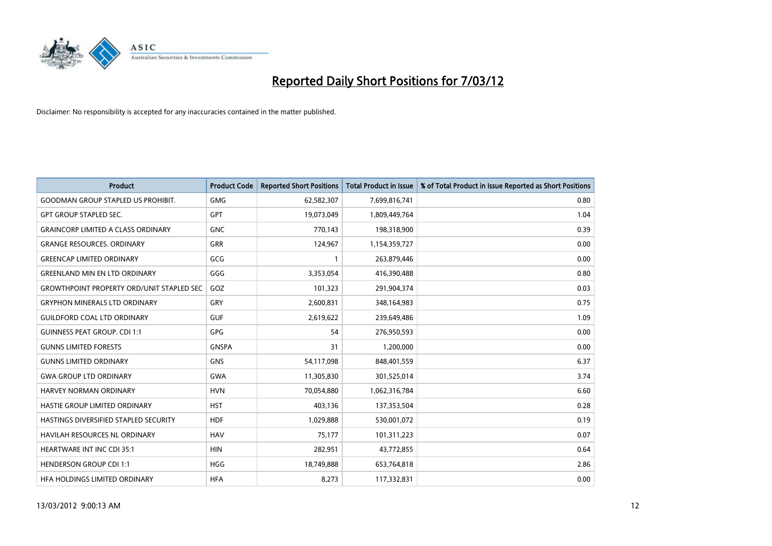# Reported Daily Short Positions for 7/03/12

Disclaimer: No responsibility is accepted for any inaccuracies contained in the matter published.

| Product | Product Code | Reported Short Positions | Total Product in Issue | % of Total Product in Issue Reported as Short Positions |
|---|---|---|---|---|
| GOODMAN GROUP STAPLED US PROHIBIT. | GMG | 62,582,307 | 7,699,816,741 | 0.80 |
| GPT GROUP STAPLED SEC. | GPT | 19,073,049 | 1,809,449,764 | 1.04 |
| GRAINCORP LIMITED A CLASS ORDINARY | GNC | 770,143 | 198,318,900 | 0.39 |
| GRANGE RESOURCES. ORDINARY | GRR | 124,967 | 1,154,359,727 | 0.00 |
| GREENCAP LIMITED ORDINARY | GCG | 1 | 263,879,446 | 0.00 |
| GREENLAND MIN EN LTD ORDINARY | GGG | 3,353,054 | 416,390,488 | 0.80 |
| GROWTHPOINT PROPERTY ORD/UNIT STAPLED SEC | GOZ | 101,323 | 291,904,374 | 0.03 |
| GRYPHON MINERALS LTD ORDINARY | GRY | 2,600,831 | 348,164,983 | 0.75 |
| GUILDFORD COAL LTD ORDINARY | GUF | 2,619,622 | 239,649,486 | 1.09 |
| GUINNESS PEAT GROUP. CDI 1:1 | GPG | 54 | 276,950,593 | 0.00 |
| GUNNS LIMITED FORESTS | GNSPA | 31 | 1,200,000 | 0.00 |
| GUNNS LIMITED ORDINARY | GNS | 54,117,098 | 848,401,559 | 6.37 |
| GWA GROUP LTD ORDINARY | GWA | 11,305,830 | 301,525,014 | 3.74 |
| HARVEY NORMAN ORDINARY | HVN | 70,054,880 | 1,062,316,784 | 6.60 |
| HASTIE GROUP LIMITED ORDINARY | HST | 403,136 | 137,353,504 | 0.28 |
| HASTINGS DIVERSIFIED STAPLED SECURITY | HDF | 1,029,888 | 530,001,072 | 0.19 |
| HAVILAH RESOURCES NL ORDINARY | HAV | 75,177 | 101,311,223 | 0.07 |
| HEARTWARE INT INC CDI 35:1 | HIN | 282,951 | 43,772,855 | 0.64 |
| HENDERSON GROUP CDI 1:1 | HGG | 18,749,888 | 653,764,818 | 2.86 |
| HFA HOLDINGS LIMITED ORDINARY | HFA | 8,273 | 117,332,831 | 0.00 |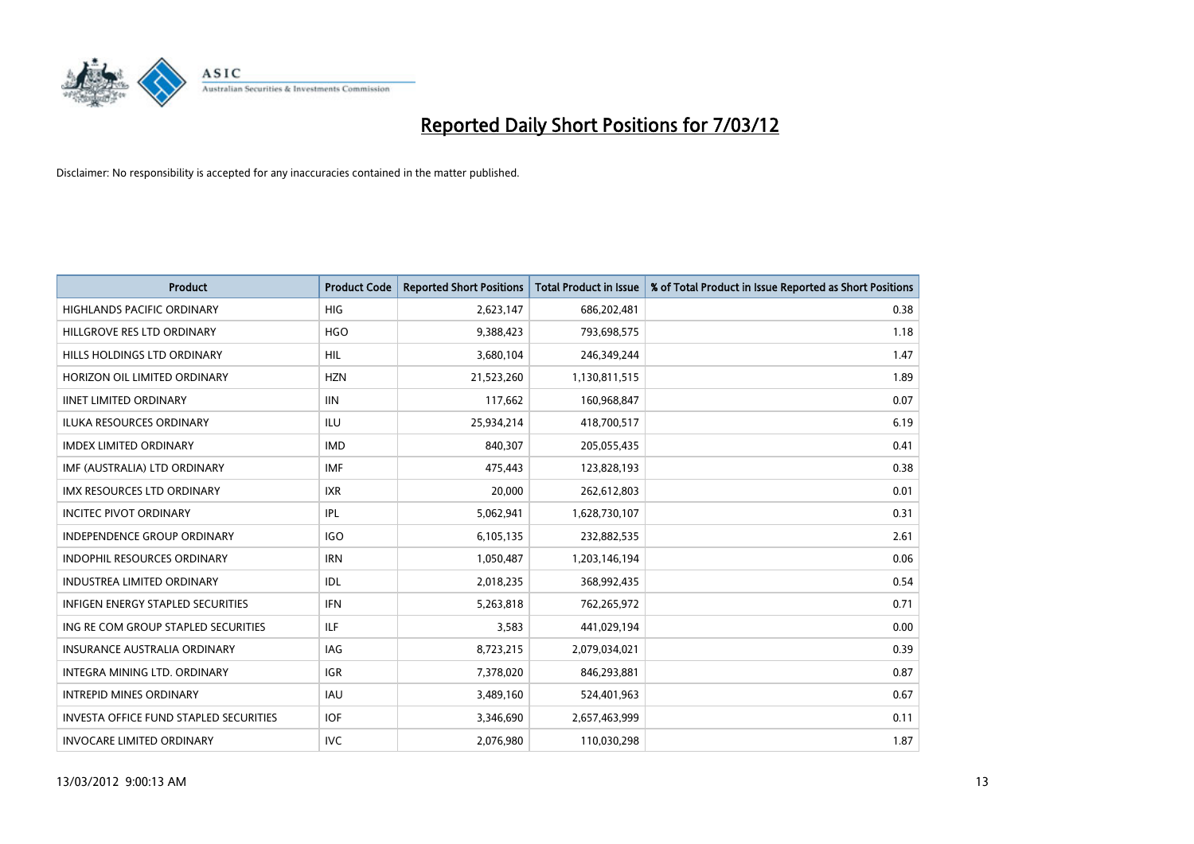# Reported Daily Short Positions for 7/03/12

Disclaimer: No responsibility is accepted for any inaccuracies contained in the matter published.

| Product | Product Code | Reported Short Positions | Total Product in Issue | % of Total Product in Issue Reported as Short Positions |
|---|---|---|---|---|
| HIGHLANDS PACIFIC ORDINARY | HIG | 2,623,147 | 686,202,481 | 0.38 |
| HILLGROVE RES LTD ORDINARY | HGO | 9,388,423 | 793,698,575 | 1.18 |
| HILLS HOLDINGS LTD ORDINARY | HIL | 3,680,104 | 246,349,244 | 1.47 |
| HORIZON OIL LIMITED ORDINARY | HZN | 21,523,260 | 1,130,811,515 | 1.89 |
| IINET LIMITED ORDINARY | IIN | 117,662 | 160,968,847 | 0.07 |
| ILUKA RESOURCES ORDINARY | ILU | 25,934,214 | 418,700,517 | 6.19 |
| IMDEX LIMITED ORDINARY | IMD | 840,307 | 205,055,435 | 0.41 |
| IMF (AUSTRALIA) LTD ORDINARY | IMF | 475,443 | 123,828,193 | 0.38 |
| IMX RESOURCES LTD ORDINARY | IXR | 20,000 | 262,612,803 | 0.01 |
| INCITEC PIVOT ORDINARY | IPL | 5,062,941 | 1,628,730,107 | 0.31 |
| INDEPENDENCE GROUP ORDINARY | IGO | 6,105,135 | 232,882,535 | 2.61 |
| INDOPHIL RESOURCES ORDINARY | IRN | 1,050,487 | 1,203,146,194 | 0.06 |
| INDUSTREA LIMITED ORDINARY | IDL | 2,018,235 | 368,992,435 | 0.54 |
| INFIGEN ENERGY STAPLED SECURITIES | IFN | 5,263,818 | 762,265,972 | 0.71 |
| ING RE COM GROUP STAPLED SECURITIES | ILF | 3,583 | 441,029,194 | 0.00 |
| INSURANCE AUSTRALIA ORDINARY | IAG | 8,723,215 | 2,079,034,021 | 0.39 |
| INTEGRA MINING LTD. ORDINARY | IGR | 7,378,020 | 846,293,881 | 0.87 |
| INTREPID MINES ORDINARY | IAU | 3,489,160 | 524,401,963 | 0.67 |
| INVESTA OFFICE FUND STAPLED SECURITIES | IOF | 3,346,690 | 2,657,463,999 | 0.11 |
| INVOCARE LIMITED ORDINARY | IVC | 2,076,980 | 110,030,298 | 1.87 |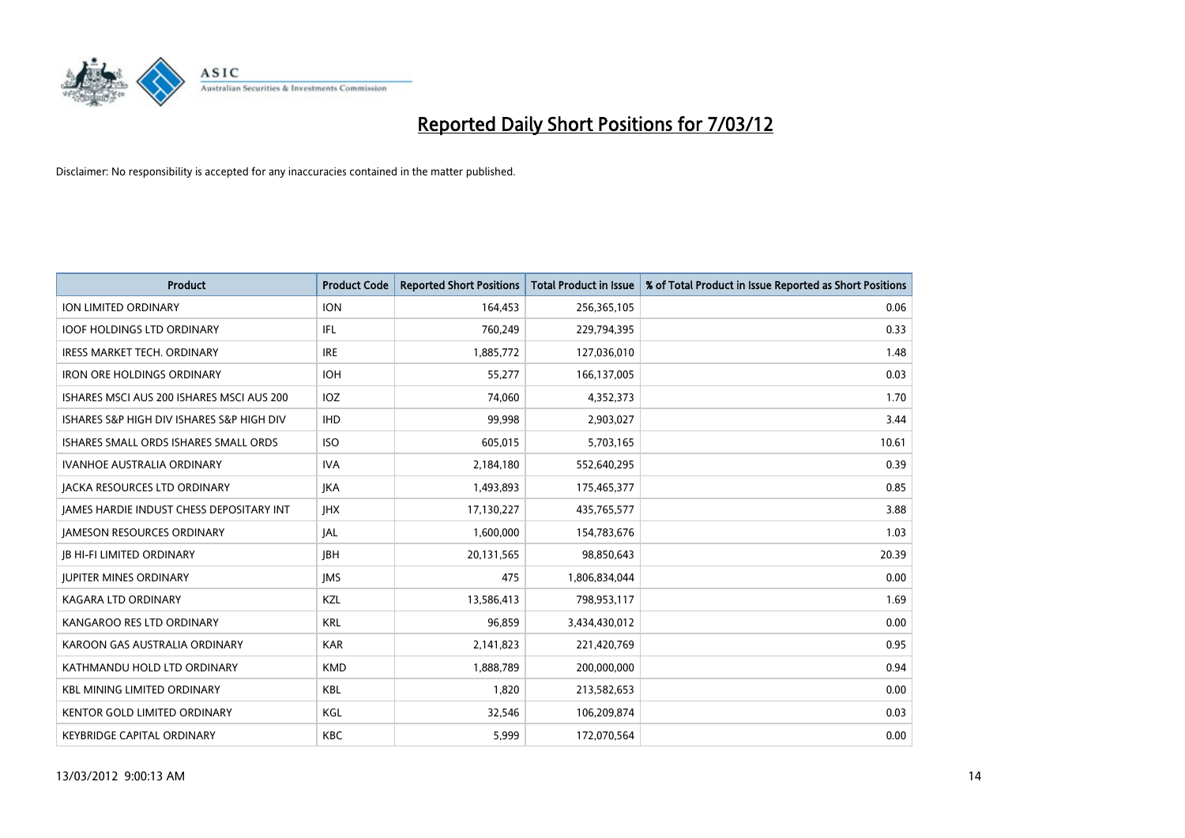# Reported Daily Short Positions for 7/03/12

Disclaimer: No responsibility is accepted for any inaccuracies contained in the matter published.

| Product | Product Code | Reported Short Positions | Total Product in Issue | % of Total Product in Issue Reported as Short Positions |
|---|---|---|---|---|
| ION LIMITED ORDINARY | ION | 164,453 | 256,365,105 | 0.06 |
| IOOF HOLDINGS LTD ORDINARY | IFL | 760,249 | 229,794,395 | 0.33 |
| IRESS MARKET TECH. ORDINARY | IRE | 1,885,772 | 127,036,010 | 1.48 |
| IRON ORE HOLDINGS ORDINARY | IOH | 55,277 | 166,137,005 | 0.03 |
| ISHARES MSCI AUS 200 ISHARES MSCI AUS 200 | IOZ | 74,060 | 4,352,373 | 1.70 |
| ISHARES S&P HIGH DIV ISHARES S&P HIGH DIV | IHD | 99,998 | 2,903,027 | 3.44 |
| ISHARES SMALL ORDS ISHARES SMALL ORDS | ISO | 605,015 | 5,703,165 | 10.61 |
| IVANHOE AUSTRALIA ORDINARY | IVA | 2,184,180 | 552,640,295 | 0.39 |
| JACKA RESOURCES LTD ORDINARY | JKA | 1,493,893 | 175,465,377 | 0.85 |
| JAMES HARDIE INDUST CHESS DEPOSITARY INT | JHX | 17,130,227 | 435,765,577 | 3.88 |
| JAMESON RESOURCES ORDINARY | JAL | 1,600,000 | 154,783,676 | 1.03 |
| JB HI-FI LIMITED ORDINARY | JBH | 20,131,565 | 98,850,643 | 20.39 |
| JUPITER MINES ORDINARY | JMS | 475 | 1,806,834,044 | 0.00 |
| KAGARA LTD ORDINARY | KZL | 13,586,413 | 798,953,117 | 1.69 |
| KANGAROO RES LTD ORDINARY | KRL | 96,859 | 3,434,430,012 | 0.00 |
| KAROON GAS AUSTRALIA ORDINARY | KAR | 2,141,823 | 221,420,769 | 0.95 |
| KATHMANDU HOLD LTD ORDINARY | KMD | 1,888,789 | 200,000,000 | 0.94 |
| KBL MINING LIMITED ORDINARY | KBL | 1,820 | 213,582,653 | 0.00 |
| KENTOR GOLD LIMITED ORDINARY | KGL | 32,546 | 106,209,874 | 0.03 |
| KEYBRIDGE CAPITAL ORDINARY | KBC | 5,999 | 172,070,564 | 0.00 |

13/03/2012 9:00:13 AM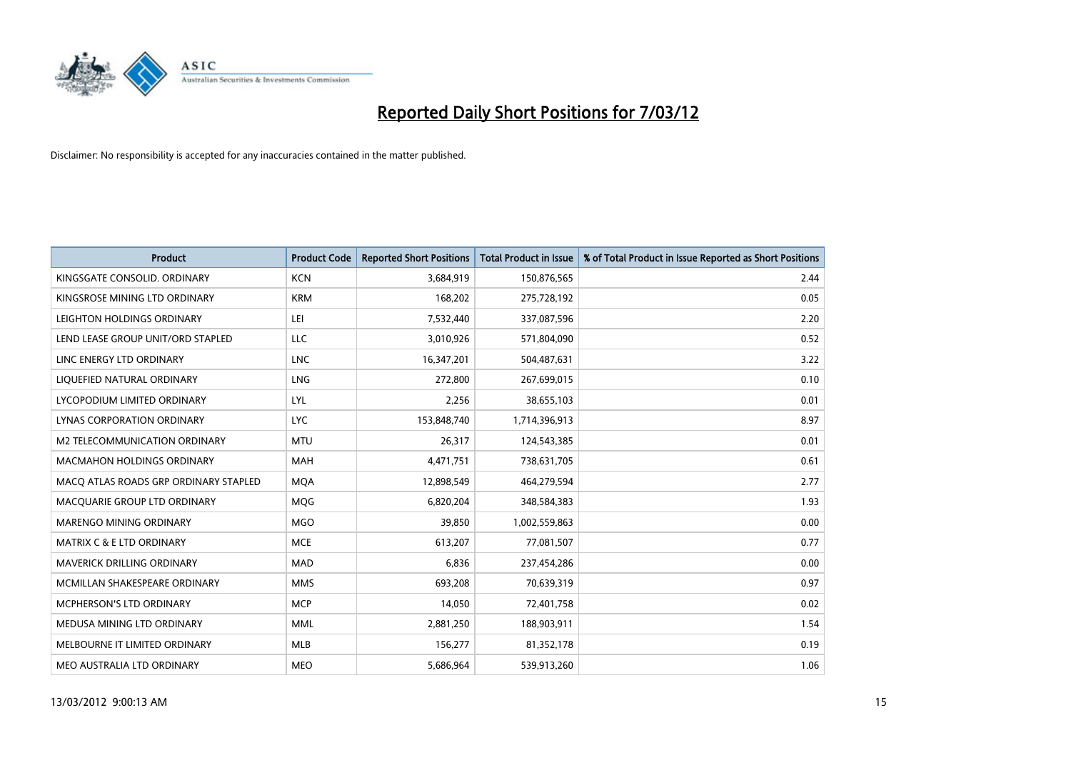# Reported Daily Short Positions for 7/03/12

Disclaimer: No responsibility is accepted for any inaccuracies contained in the matter published.

| Product | Product Code | Reported Short Positions | Total Product in Issue | % of Total Product in Issue Reported as Short Positions |
|---|---|---|---|---|
| KINGSGATE CONSOLID. ORDINARY | KCN | 3,684,919 | 150,876,565 | 2.44 |
| KINGSROSE MINING LTD ORDINARY | KRM | 168,202 | 275,728,192 | 0.05 |
| LEIGHTON HOLDINGS ORDINARY | LEI | 7,532,440 | 337,087,596 | 2.20 |
| LEND LEASE GROUP UNIT/ORD STAPLED | LLC | 3,010,926 | 571,804,090 | 0.52 |
| LINC ENERGY LTD ORDINARY | LNC | 16,347,201 | 504,487,631 | 3.22 |
| LIQUEFIED NATURAL ORDINARY | LNG | 272,800 | 267,699,015 | 0.10 |
| LYCOPODIUM LIMITED ORDINARY | LYL | 2,256 | 38,655,103 | 0.01 |
| LYNAS CORPORATION ORDINARY | LYC | 153,848,740 | 1,714,396,913 | 8.97 |
| M2 TELECOMMUNICATION ORDINARY | MTU | 26,317 | 124,543,385 | 0.01 |
| MACMAHON HOLDINGS ORDINARY | MAH | 4,471,751 | 738,631,705 | 0.61 |
| MACQ ATLAS ROADS GRP ORDINARY STAPLED | MQA | 12,898,549 | 464,279,594 | 2.77 |
| MACQUARIE GROUP LTD ORDINARY | MQG | 6,820,204 | 348,584,383 | 1.93 |
| MARENGO MINING ORDINARY | MGO | 39,850 | 1,002,559,863 | 0.00 |
| MATRIX C & E LTD ORDINARY | MCE | 613,207 | 77,081,507 | 0.77 |
| MAVERICK DRILLING ORDINARY | MAD | 6,836 | 237,454,286 | 0.00 |
| MCMILLAN SHAKESPEARE ORDINARY | MMS | 693,208 | 70,639,319 | 0.97 |
| MCPHERSON'S LTD ORDINARY | MCP | 14,050 | 72,401,758 | 0.02 |
| MEDUSA MINING LTD ORDINARY | MML | 2,881,250 | 188,903,911 | 1.54 |
| MELBOURNE IT LIMITED ORDINARY | MLB | 156,277 | 81,352,178 | 0.19 |
| MEO AUSTRALIA LTD ORDINARY | MEO | 5,686,964 | 539,913,260 | 1.06 |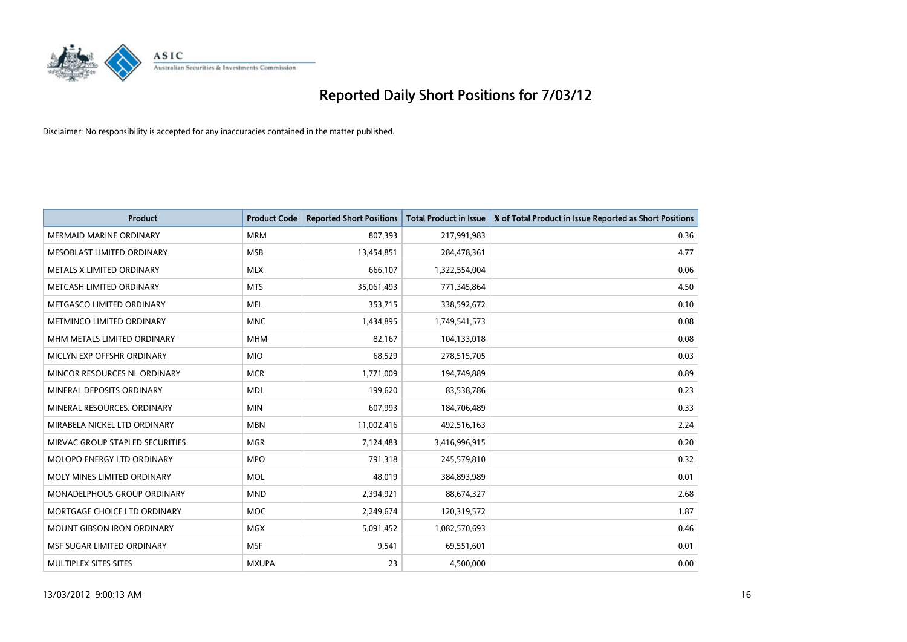# Reported Daily Short Positions for 7/03/12

Disclaimer: No responsibility is accepted for any inaccuracies contained in the matter published.

| Product | Product Code | Reported Short Positions | Total Product in Issue | % of Total Product in Issue Reported as Short Positions |
|---|---|---|---|---|
| MERMAID MARINE ORDINARY | MRM | 807,393 | 217,991,983 | 0.36 |
| MESOBLAST LIMITED ORDINARY | MSB | 13,454,851 | 284,478,361 | 4.77 |
| METALS X LIMITED ORDINARY | MLX | 666,107 | 1,322,554,004 | 0.06 |
| METCASH LIMITED ORDINARY | MTS | 35,061,493 | 771,345,864 | 4.50 |
| METGASCO LIMITED ORDINARY | MEL | 353,715 | 338,592,672 | 0.10 |
| METMINCO LIMITED ORDINARY | MNC | 1,434,895 | 1,749,541,573 | 0.08 |
| MHM METALS LIMITED ORDINARY | MHM | 82,167 | 104,133,018 | 0.08 |
| MICLYN EXP OFFSHR ORDINARY | MIO | 68,529 | 278,515,705 | 0.03 |
| MINCOR RESOURCES NL ORDINARY | MCR | 1,771,009 | 194,749,889 | 0.89 |
| MINERAL DEPOSITS ORDINARY | MDL | 199,620 | 83,538,786 | 0.23 |
| MINERAL RESOURCES. ORDINARY | MIN | 607,993 | 184,706,489 | 0.33 |
| MIRABELA NICKEL LTD ORDINARY | MBN | 11,002,416 | 492,516,163 | 2.24 |
| MIRVAC GROUP STAPLED SECURITIES | MGR | 7,124,483 | 3,416,996,915 | 0.20 |
| MOLOPO ENERGY LTD ORDINARY | MPO | 791,318 | 245,579,810 | 0.32 |
| MOLY MINES LIMITED ORDINARY | MOL | 48,019 | 384,893,989 | 0.01 |
| MONADELPHOUS GROUP ORDINARY | MND | 2,394,921 | 88,674,327 | 2.68 |
| MORTGAGE CHOICE LTD ORDINARY | MOC | 2,249,674 | 120,319,572 | 1.87 |
| MOUNT GIBSON IRON ORDINARY | MGX | 5,091,452 | 1,082,570,693 | 0.46 |
| MSF SUGAR LIMITED ORDINARY | MSF | 9,541 | 69,551,601 | 0.01 |
| MULTIPLEX SITES SITES | MXUPA | 23 | 4,500,000 | 0.00 |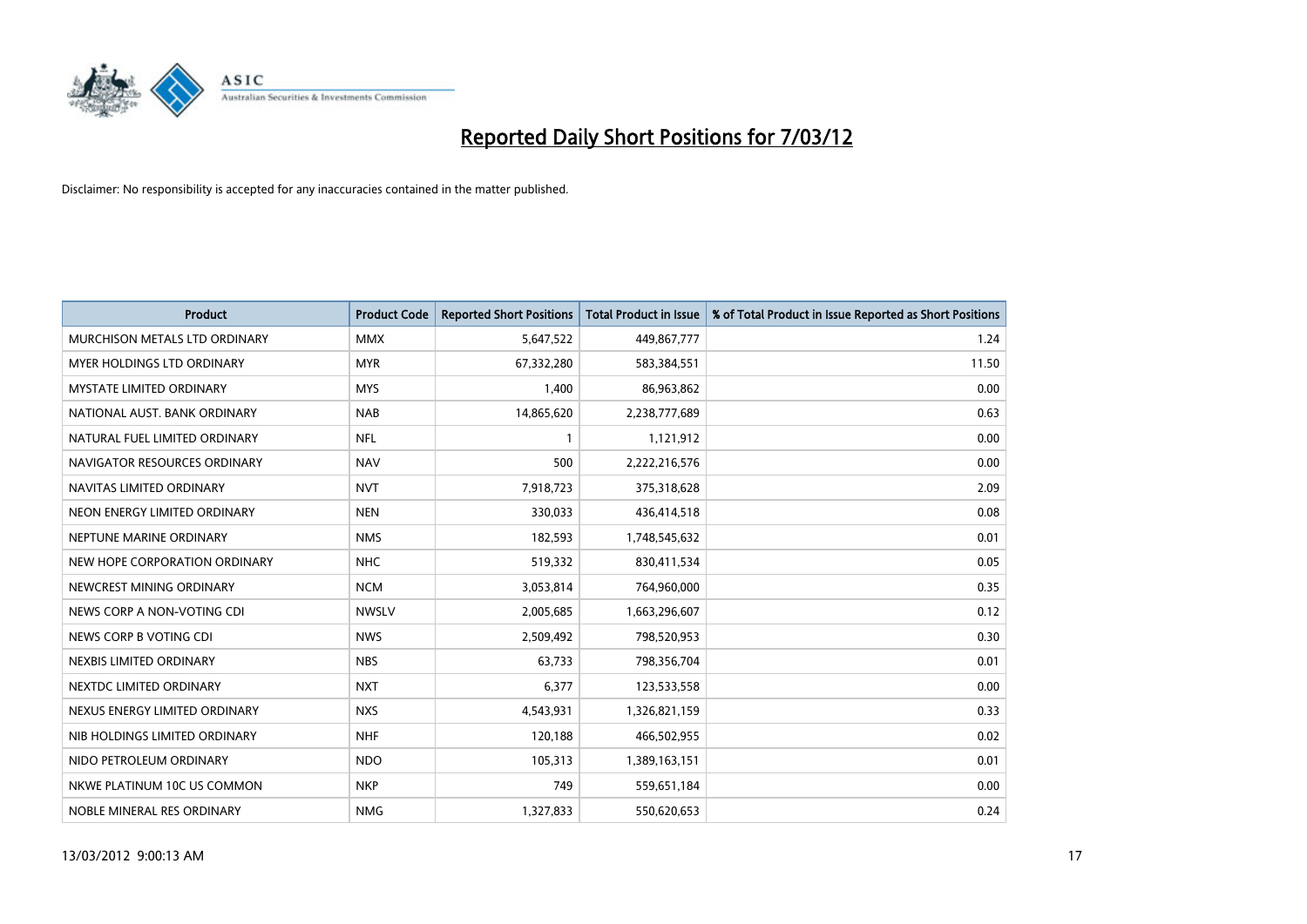# Reported Daily Short Positions for 7/03/12

Disclaimer: No responsibility is accepted for any inaccuracies contained in the matter published.

| Product | Product Code | Reported Short Positions | Total Product in Issue | % of Total Product in Issue Reported as Short Positions |
|---|---|---|---|---|
| MURCHISON METALS LTD ORDINARY | MMX | 5,647,522 | 449,867,777 | 1.24 |
| MYER HOLDINGS LTD ORDINARY | MYR | 67,332,280 | 583,384,551 | 11.50 |
| MYSTATE LIMITED ORDINARY | MYS | 1,400 | 86,963,862 | 0.00 |
| NATIONAL AUST. BANK ORDINARY | NAB | 14,865,620 | 2,238,777,689 | 0.63 |
| NATURAL FUEL LIMITED ORDINARY | NFL | 1 | 1,121,912 | 0.00 |
| NAVIGATOR RESOURCES ORDINARY | NAV | 500 | 2,222,216,576 | 0.00 |
| NAVITAS LIMITED ORDINARY | NVT | 7,918,723 | 375,318,628 | 2.09 |
| NEON ENERGY LIMITED ORDINARY | NEN | 330,033 | 436,414,518 | 0.08 |
| NEPTUNE MARINE ORDINARY | NMS | 182,593 | 1,748,545,632 | 0.01 |
| NEW HOPE CORPORATION ORDINARY | NHC | 519,332 | 830,411,534 | 0.05 |
| NEWCREST MINING ORDINARY | NCM | 3,053,814 | 764,960,000 | 0.35 |
| NEWS CORP A NON-VOTING CDI | NWSLV | 2,005,685 | 1,663,296,607 | 0.12 |
| NEWS CORP B VOTING CDI | NWS | 2,509,492 | 798,520,953 | 0.30 |
| NEXBIS LIMITED ORDINARY | NBS | 63,733 | 798,356,704 | 0.01 |
| NEXTDC LIMITED ORDINARY | NXT | 6,377 | 123,533,558 | 0.00 |
| NEXUS ENERGY LIMITED ORDINARY | NXS | 4,543,931 | 1,326,821,159 | 0.33 |
| NIB HOLDINGS LIMITED ORDINARY | NHF | 120,188 | 466,502,955 | 0.02 |
| NIDO PETROLEUM ORDINARY | NDO | 105,313 | 1,389,163,151 | 0.01 |
| NKWE PLATINUM 10C US COMMON | NKP | 749 | 559,651,184 | 0.00 |
| NOBLE MINERAL RES ORDINARY | NMG | 1,327,833 | 550,620,653 | 0.24 |

13/03/2012 9:00:13 AM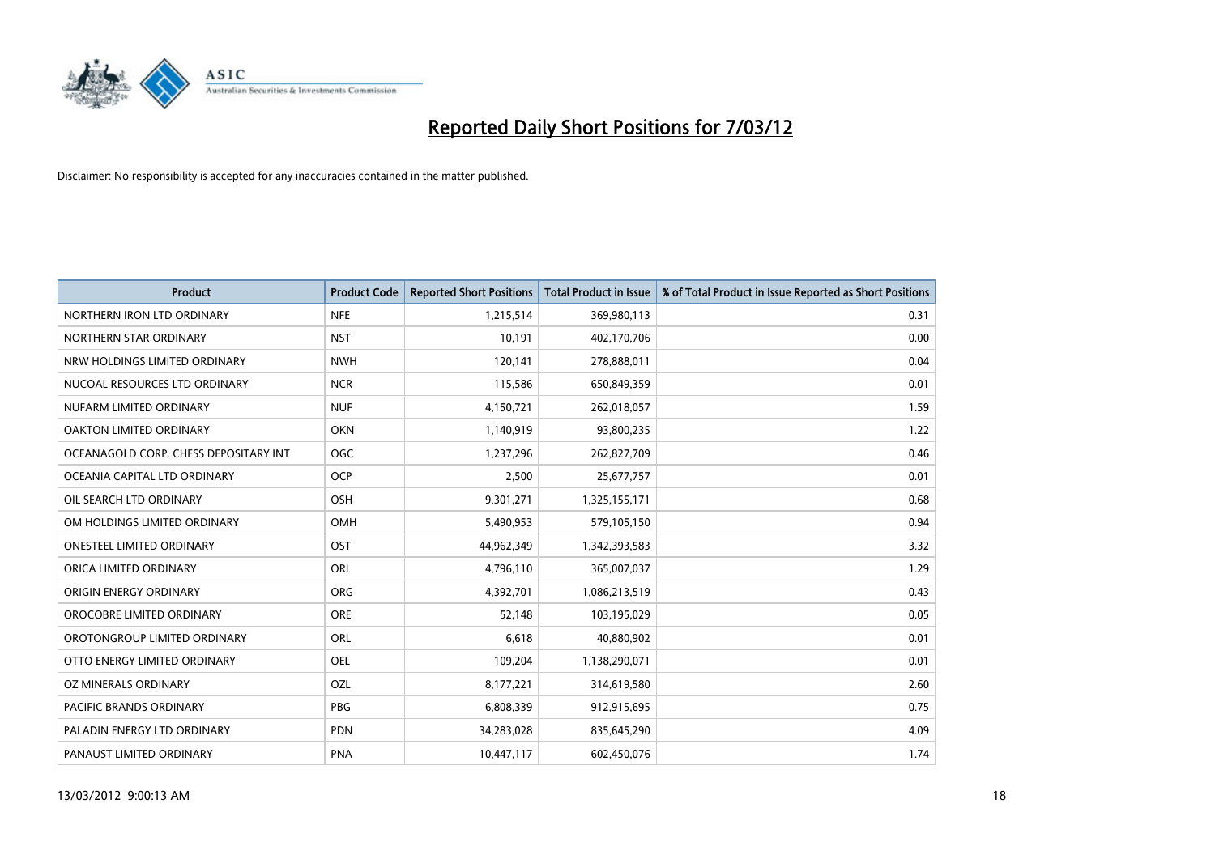# Reported Daily Short Positions for 7/03/12

Disclaimer: No responsibility is accepted for any inaccuracies contained in the matter published.

| Product | Product Code | Reported Short Positions | Total Product in Issue | % of Total Product in Issue Reported as Short Positions |
|---|---|---|---|---|
| NORTHERN IRON LTD ORDINARY | NFE | 1,215,514 | 369,980,113 | 0.31 |
| NORTHERN STAR ORDINARY | NST | 10,191 | 402,170,706 | 0.00 |
| NRW HOLDINGS LIMITED ORDINARY | NWH | 120,141 | 278,888,011 | 0.04 |
| NUCOAL RESOURCES LTD ORDINARY | NCR | 115,586 | 650,849,359 | 0.01 |
| NUFARM LIMITED ORDINARY | NUF | 4,150,721 | 262,018,057 | 1.59 |
| OAKTON LIMITED ORDINARY | OKN | 1,140,919 | 93,800,235 | 1.22 |
| OCEANAGOLD CORP. CHESS DEPOSITARY INT | OGC | 1,237,296 | 262,827,709 | 0.46 |
| OCEANIA CAPITAL LTD ORDINARY | OCP | 2,500 | 25,677,757 | 0.01 |
| OIL SEARCH LTD ORDINARY | OSH | 9,301,271 | 1,325,155,171 | 0.68 |
| OM HOLDINGS LIMITED ORDINARY | OMH | 5,490,953 | 579,105,150 | 0.94 |
| ONESTEEL LIMITED ORDINARY | OST | 44,962,349 | 1,342,393,583 | 3.32 |
| ORICA LIMITED ORDINARY | ORI | 4,796,110 | 365,007,037 | 1.29 |
| ORIGIN ENERGY ORDINARY | ORG | 4,392,701 | 1,086,213,519 | 0.43 |
| OROCOBRE LIMITED ORDINARY | ORE | 52,148 | 103,195,029 | 0.05 |
| OROTONGROUP LIMITED ORDINARY | ORL | 6,618 | 40,880,902 | 0.01 |
| OTTO ENERGY LIMITED ORDINARY | OEL | 109,204 | 1,138,290,071 | 0.01 |
| OZ MINERALS ORDINARY | OZL | 8,177,221 | 314,619,580 | 2.60 |
| PACIFIC BRANDS ORDINARY | PBG | 6,808,339 | 912,915,695 | 0.75 |
| PALADIN ENERGY LTD ORDINARY | PDN | 34,283,028 | 835,645,290 | 4.09 |
| PANAUST LIMITED ORDINARY | PNA | 10,447,117 | 602,450,076 | 1.74 |

13/03/2012 9:00:13 AM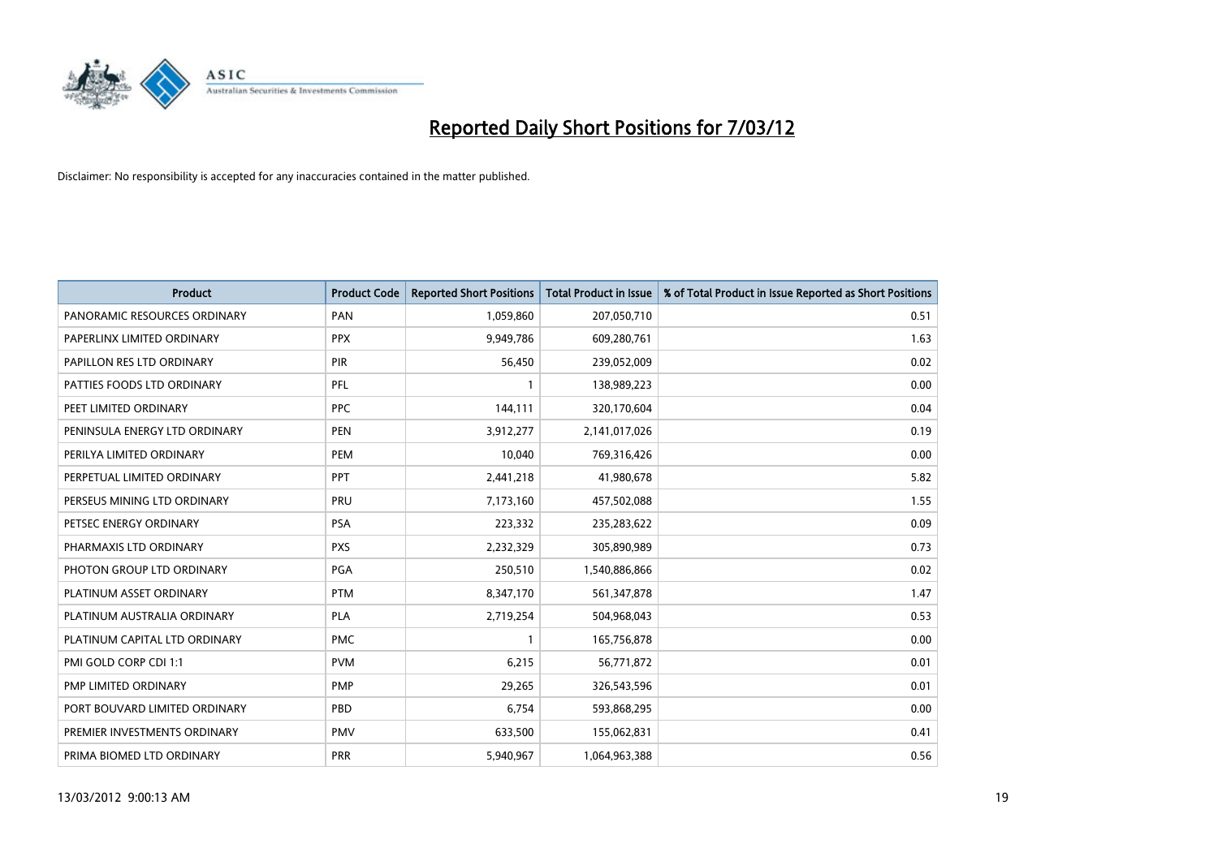# Reported Daily Short Positions for 7/03/12

Disclaimer: No responsibility is accepted for any inaccuracies contained in the matter published.

| Product | Product Code | Reported Short Positions | Total Product in Issue | % of Total Product in Issue Reported as Short Positions |
|---|---|---|---|---|
| PANORAMIC RESOURCES ORDINARY | PAN | 1,059,860 | 207,050,710 | 0.51 |
| PAPERLINX LIMITED ORDINARY | PPX | 9,949,786 | 609,280,761 | 1.63 |
| PAPILLON RES LTD ORDINARY | PIR | 56,450 | 239,052,009 | 0.02 |
| PATTIES FOODS LTD ORDINARY | PFL | 1 | 138,989,223 | 0.00 |
| PEET LIMITED ORDINARY | PPC | 144,111 | 320,170,604 | 0.04 |
| PENINSULA ENERGY LTD ORDINARY | PEN | 3,912,277 | 2,141,017,026 | 0.19 |
| PERILYA LIMITED ORDINARY | PEM | 10,040 | 769,316,426 | 0.00 |
| PERPETUAL LIMITED ORDINARY | PPT | 2,441,218 | 41,980,678 | 5.82 |
| PERSEUS MINING LTD ORDINARY | PRU | 7,173,160 | 457,502,088 | 1.55 |
| PETSEC ENERGY ORDINARY | PSA | 223,332 | 235,283,622 | 0.09 |
| PHARMAXIS LTD ORDINARY | PXS | 2,232,329 | 305,890,989 | 0.73 |
| PHOTON GROUP LTD ORDINARY | PGA | 250,510 | 1,540,886,866 | 0.02 |
| PLATINUM ASSET ORDINARY | PTM | 8,347,170 | 561,347,878 | 1.47 |
| PLATINUM AUSTRALIA ORDINARY | PLA | 2,719,254 | 504,968,043 | 0.53 |
| PLATINUM CAPITAL LTD ORDINARY | PMC | 1 | 165,756,878 | 0.00 |
| PMI GOLD CORP CDI 1:1 | PVM | 6,215 | 56,771,872 | 0.01 |
| PMP LIMITED ORDINARY | PMP | 29,265 | 326,543,596 | 0.01 |
| PORT BOUVARD LIMITED ORDINARY | PBD | 6,754 | 593,868,295 | 0.00 |
| PREMIER INVESTMENTS ORDINARY | PMV | 633,500 | 155,062,831 | 0.41 |
| PRIMA BIOMED LTD ORDINARY | PRR | 5,940,967 | 1,064,963,388 | 0.56 |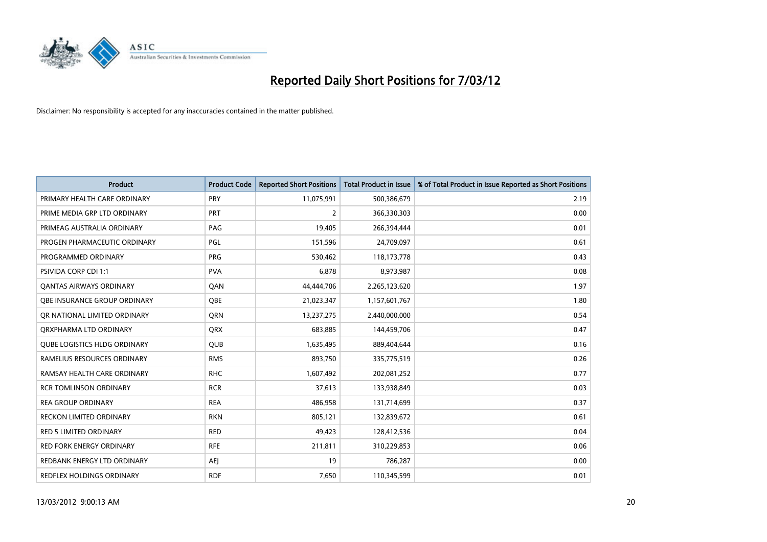# Reported Daily Short Positions for 7/03/12

Disclaimer: No responsibility is accepted for any inaccuracies contained in the matter published.

| Product | Product Code | Reported Short Positions | Total Product in Issue | % of Total Product in Issue Reported as Short Positions |
|---|---|---|---|---|
| PRIMARY HEALTH CARE ORDINARY | PRY | 11,075,991 | 500,386,679 | 2.19 |
| PRIME MEDIA GRP LTD ORDINARY | PRT | 2 | 366,330,303 | 0.00 |
| PRIMEAG AUSTRALIA ORDINARY | PAG | 19,405 | 266,394,444 | 0.01 |
| PROGEN PHARMACEUTIC ORDINARY | PGL | 151,596 | 24,709,097 | 0.61 |
| PROGRAMMED ORDINARY | PRG | 530,462 | 118,173,778 | 0.43 |
| PSIVIDA CORP CDI 1:1 | PVA | 6,878 | 8,973,987 | 0.08 |
| QANTAS AIRWAYS ORDINARY | QAN | 44,444,706 | 2,265,123,620 | 1.97 |
| QBE INSURANCE GROUP ORDINARY | QBE | 21,023,347 | 1,157,601,767 | 1.80 |
| QR NATIONAL LIMITED ORDINARY | QRN | 13,237,275 | 2,440,000,000 | 0.54 |
| QRXPHARMA LTD ORDINARY | QRX | 683,885 | 144,459,706 | 0.47 |
| QUBE LOGISTICS HLDG ORDINARY | QUB | 1,635,495 | 889,404,644 | 0.16 |
| RAMELIUS RESOURCES ORDINARY | RMS | 893,750 | 335,775,519 | 0.26 |
| RAMSAY HEALTH CARE ORDINARY | RHC | 1,607,492 | 202,081,252 | 0.77 |
| RCR TOMLINSON ORDINARY | RCR | 37,613 | 133,938,849 | 0.03 |
| REA GROUP ORDINARY | REA | 486,958 | 131,714,699 | 0.37 |
| RECKON LIMITED ORDINARY | RKN | 805,121 | 132,839,672 | 0.61 |
| RED 5 LIMITED ORDINARY | RED | 49,423 | 128,412,536 | 0.04 |
| RED FORK ENERGY ORDINARY | RFE | 211,811 | 310,229,853 | 0.06 |
| REDBANK ENERGY LTD ORDINARY | AEJ | 19 | 786,287 | 0.00 |
| REDFLEX HOLDINGS ORDINARY | RDF | 7,650 | 110,345,599 | 0.01 |

13/03/2012 9:00:13 AM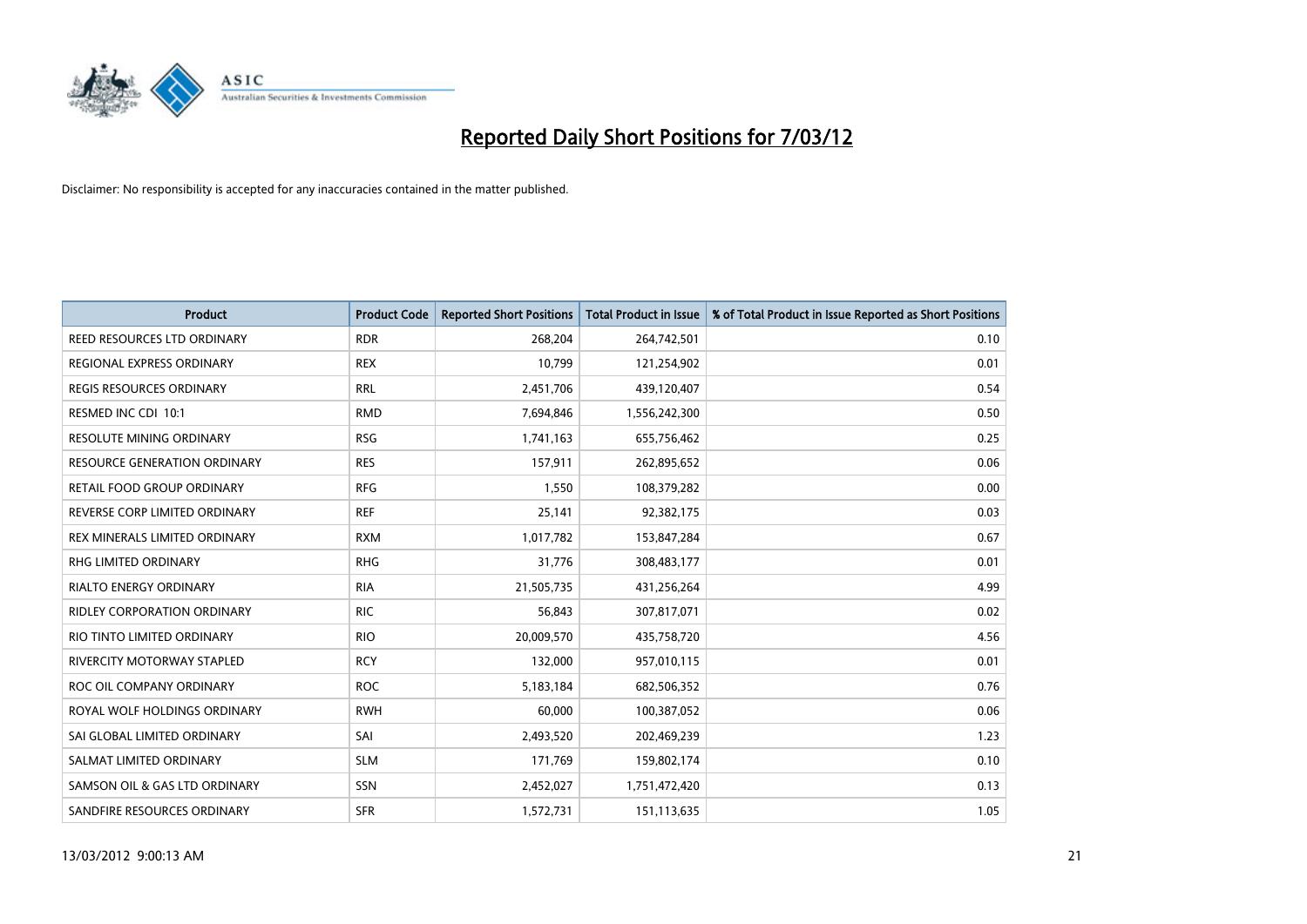# Reported Daily Short Positions for 7/03/12

Disclaimer: No responsibility is accepted for any inaccuracies contained in the matter published.

| Product | Product Code | Reported Short Positions | Total Product in Issue | % of Total Product in Issue Reported as Short Positions |
|---|---|---|---|---|
| REED RESOURCES LTD ORDINARY | RDR | 268,204 | 264,742,501 | 0.10 |
| REGIONAL EXPRESS ORDINARY | REX | 10,799 | 121,254,902 | 0.01 |
| REGIS RESOURCES ORDINARY | RRL | 2,451,706 | 439,120,407 | 0.54 |
| RESMED INC CDI 10:1 | RMD | 7,694,846 | 1,556,242,300 | 0.50 |
| RESOLUTE MINING ORDINARY | RSG | 1,741,163 | 655,756,462 | 0.25 |
| RESOURCE GENERATION ORDINARY | RES | 157,911 | 262,895,652 | 0.06 |
| RETAIL FOOD GROUP ORDINARY | RFG | 1,550 | 108,379,282 | 0.00 |
| REVERSE CORP LIMITED ORDINARY | REF | 25,141 | 92,382,175 | 0.03 |
| REX MINERALS LIMITED ORDINARY | RXM | 1,017,782 | 153,847,284 | 0.67 |
| RHG LIMITED ORDINARY | RHG | 31,776 | 308,483,177 | 0.01 |
| RIALTO ENERGY ORDINARY | RIA | 21,505,735 | 431,256,264 | 4.99 |
| RIDLEY CORPORATION ORDINARY | RIC | 56,843 | 307,817,071 | 0.02 |
| RIO TINTO LIMITED ORDINARY | RIO | 20,009,570 | 435,758,720 | 4.56 |
| RIVERCITY MOTORWAY STAPLED | RCY | 132,000 | 957,010,115 | 0.01 |
| ROC OIL COMPANY ORDINARY | ROC | 5,183,184 | 682,506,352 | 0.76 |
| ROYAL WOLF HOLDINGS ORDINARY | RWH | 60,000 | 100,387,052 | 0.06 |
| SAI GLOBAL LIMITED ORDINARY | SAI | 2,493,520 | 202,469,239 | 1.23 |
| SALMAT LIMITED ORDINARY | SLM | 171,769 | 159,802,174 | 0.10 |
| SAMSON OIL & GAS LTD ORDINARY | SSN | 2,452,027 | 1,751,472,420 | 0.13 |
| SANDFIRE RESOURCES ORDINARY | SFR | 1,572,731 | 151,113,635 | 1.05 |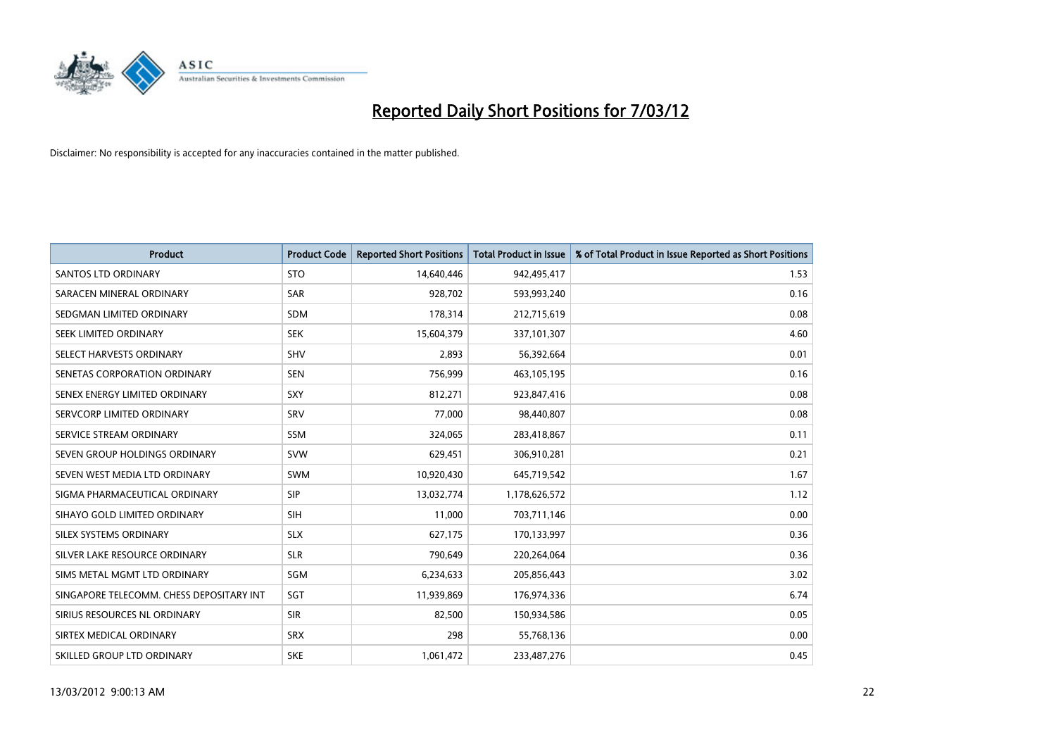# Reported Daily Short Positions for 7/03/12

Disclaimer: No responsibility is accepted for any inaccuracies contained in the matter published.

| Product | Product Code | Reported Short Positions | Total Product in Issue | % of Total Product in Issue Reported as Short Positions |
|---|---|---|---|---|
| SANTOS LTD ORDINARY | STO | 14,640,446 | 942,495,417 | 1.53 |
| SARACEN MINERAL ORDINARY | SAR | 928,702 | 593,993,240 | 0.16 |
| SEDGMAN LIMITED ORDINARY | SDM | 178,314 | 212,715,619 | 0.08 |
| SEEK LIMITED ORDINARY | SEK | 15,604,379 | 337,101,307 | 4.60 |
| SELECT HARVESTS ORDINARY | SHV | 2,893 | 56,392,664 | 0.01 |
| SENETAS CORPORATION ORDINARY | SEN | 756,999 | 463,105,195 | 0.16 |
| SENEX ENERGY LIMITED ORDINARY | SXY | 812,271 | 923,847,416 | 0.08 |
| SERVCORP LIMITED ORDINARY | SRV | 77,000 | 98,440,807 | 0.08 |
| SERVICE STREAM ORDINARY | SSM | 324,065 | 283,418,867 | 0.11 |
| SEVEN GROUP HOLDINGS ORDINARY | SVW | 629,451 | 306,910,281 | 0.21 |
| SEVEN WEST MEDIA LTD ORDINARY | SWM | 10,920,430 | 645,719,542 | 1.67 |
| SIGMA PHARMACEUTICAL ORDINARY | SIP | 13,032,774 | 1,178,626,572 | 1.12 |
| SIHAYO GOLD LIMITED ORDINARY | SIH | 11,000 | 703,711,146 | 0.00 |
| SILEX SYSTEMS ORDINARY | SLX | 627,175 | 170,133,997 | 0.36 |
| SILVER LAKE RESOURCE ORDINARY | SLR | 790,649 | 220,264,064 | 0.36 |
| SIMS METAL MGMT LTD ORDINARY | SGM | 6,234,633 | 205,856,443 | 3.02 |
| SINGAPORE TELECOMM. CHESS DEPOSITARY INT | SGT | 11,939,869 | 176,974,336 | 6.74 |
| SIRIUS RESOURCES NL ORDINARY | SIR | 82,500 | 150,934,586 | 0.05 |
| SIRTEX MEDICAL ORDINARY | SRX | 298 | 55,768,136 | 0.00 |
| SKILLED GROUP LTD ORDINARY | SKE | 1,061,472 | 233,487,276 | 0.45 |

13/03/2012 9:00:13 AM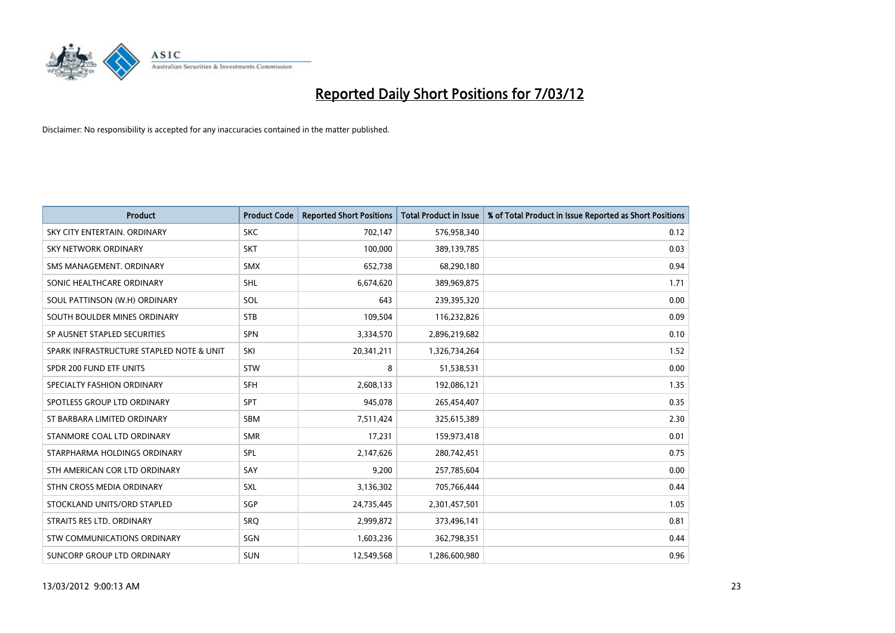# Reported Daily Short Positions for 7/03/12

Disclaimer: No responsibility is accepted for any inaccuracies contained in the matter published.

| Product | Product Code | Reported Short Positions | Total Product in Issue | % of Total Product in Issue Reported as Short Positions |
|---|---|---|---|---|
| SKY CITY ENTERTAIN. ORDINARY | SKC | 702,147 | 576,958,340 | 0.12 |
| SKY NETWORK ORDINARY | SKT | 100,000 | 389,139,785 | 0.03 |
| SMS MANAGEMENT. ORDINARY | SMX | 652,738 | 68,290,180 | 0.94 |
| SONIC HEALTHCARE ORDINARY | SHL | 6,674,620 | 389,969,875 | 1.71 |
| SOUL PATTINSON (W.H) ORDINARY | SOL | 643 | 239,395,320 | 0.00 |
| SOUTH BOULDER MINES ORDINARY | STB | 109,504 | 116,232,826 | 0.09 |
| SP AUSNET STAPLED SECURITIES | SPN | 3,334,570 | 2,896,219,682 | 0.10 |
| SPARK INFRASTRUCTURE STAPLED NOTE & UNIT | SKI | 20,341,211 | 1,326,734,264 | 1.52 |
| SPDR 200 FUND ETF UNITS | STW | 8 | 51,538,531 | 0.00 |
| SPECIALTY FASHION ORDINARY | SFH | 2,608,133 | 192,086,121 | 1.35 |
| SPOTLESS GROUP LTD ORDINARY | SPT | 945,078 | 265,454,407 | 0.35 |
| ST BARBARA LIMITED ORDINARY | SBM | 7,511,424 | 325,615,389 | 2.30 |
| STANMORE COAL LTD ORDINARY | SMR | 17,231 | 159,973,418 | 0.01 |
| STARPHARMA HOLDINGS ORDINARY | SPL | 2,147,626 | 280,742,451 | 0.75 |
| STH AMERICAN COR LTD ORDINARY | SAY | 9,200 | 257,785,604 | 0.00 |
| STHN CROSS MEDIA ORDINARY | SXL | 3,136,302 | 705,766,444 | 0.44 |
| STOCKLAND UNITS/ORD STAPLED | SGP | 24,735,445 | 2,301,457,501 | 1.05 |
| STRAITS RES LTD. ORDINARY | SRQ | 2,999,872 | 373,496,141 | 0.81 |
| STW COMMUNICATIONS ORDINARY | SGN | 1,603,236 | 362,798,351 | 0.44 |
| SUNCORP GROUP LTD ORDINARY | SUN | 12,549,568 | 1,286,600,980 | 0.96 |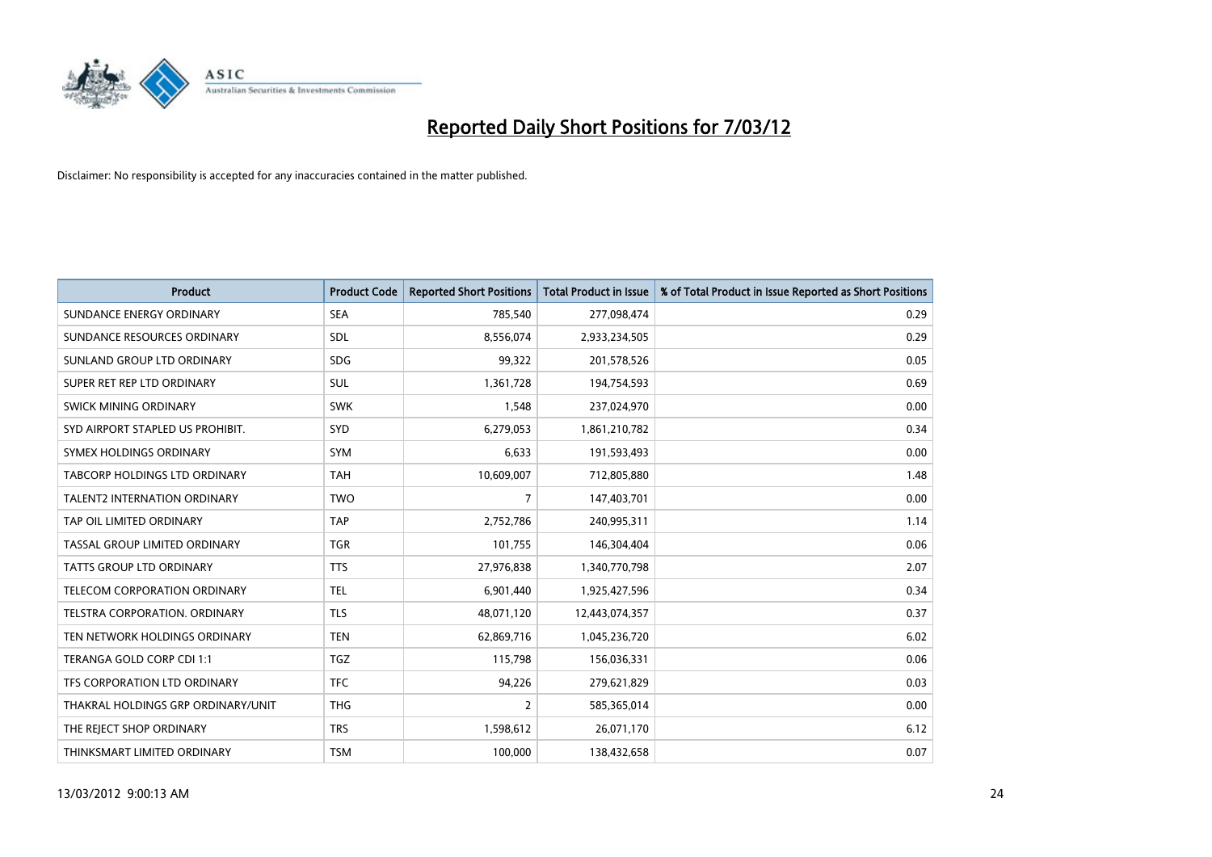# Reported Daily Short Positions for 7/03/12

Disclaimer: No responsibility is accepted for any inaccuracies contained in the matter published.

| Product | Product Code | Reported Short Positions | Total Product in Issue | % of Total Product in Issue Reported as Short Positions |
|---|---|---|---|---|
| SUNDANCE ENERGY ORDINARY | SEA | 785,540 | 277,098,474 | 0.29 |
| SUNDANCE RESOURCES ORDINARY | SDL | 8,556,074 | 2,933,234,505 | 0.29 |
| SUNLAND GROUP LTD ORDINARY | SDG | 99,322 | 201,578,526 | 0.05 |
| SUPER RET REP LTD ORDINARY | SUL | 1,361,728 | 194,754,593 | 0.69 |
| SWICK MINING ORDINARY | SWK | 1,548 | 237,024,970 | 0.00 |
| SYD AIRPORT STAPLED US PROHIBIT. | SYD | 6,279,053 | 1,861,210,782 | 0.34 |
| SYMEX HOLDINGS ORDINARY | SYM | 6,633 | 191,593,493 | 0.00 |
| TABCORP HOLDINGS LTD ORDINARY | TAH | 10,609,007 | 712,805,880 | 1.48 |
| TALENT2 INTERNATION ORDINARY | TWO | 7 | 147,403,701 | 0.00 |
| TAP OIL LIMITED ORDINARY | TAP | 2,752,786 | 240,995,311 | 1.14 |
| TASSAL GROUP LIMITED ORDINARY | TGR | 101,755 | 146,304,404 | 0.06 |
| TATTS GROUP LTD ORDINARY | TTS | 27,976,838 | 1,340,770,798 | 2.07 |
| TELECOM CORPORATION ORDINARY | TEL | 6,901,440 | 1,925,427,596 | 0.34 |
| TELSTRA CORPORATION. ORDINARY | TLS | 48,071,120 | 12,443,074,357 | 0.37 |
| TEN NETWORK HOLDINGS ORDINARY | TEN | 62,869,716 | 1,045,236,720 | 6.02 |
| TERANGA GOLD CORP CDI 1:1 | TGZ | 115,798 | 156,036,331 | 0.06 |
| TFS CORPORATION LTD ORDINARY | TFC | 94,226 | 279,621,829 | 0.03 |
| THAKRAL HOLDINGS GRP ORDINARY/UNIT | THG | 2 | 585,365,014 | 0.00 |
| THE REJECT SHOP ORDINARY | TRS | 1,598,612 | 26,071,170 | 6.12 |
| THINKSMART LIMITED ORDINARY | TSM | 100,000 | 138,432,658 | 0.07 |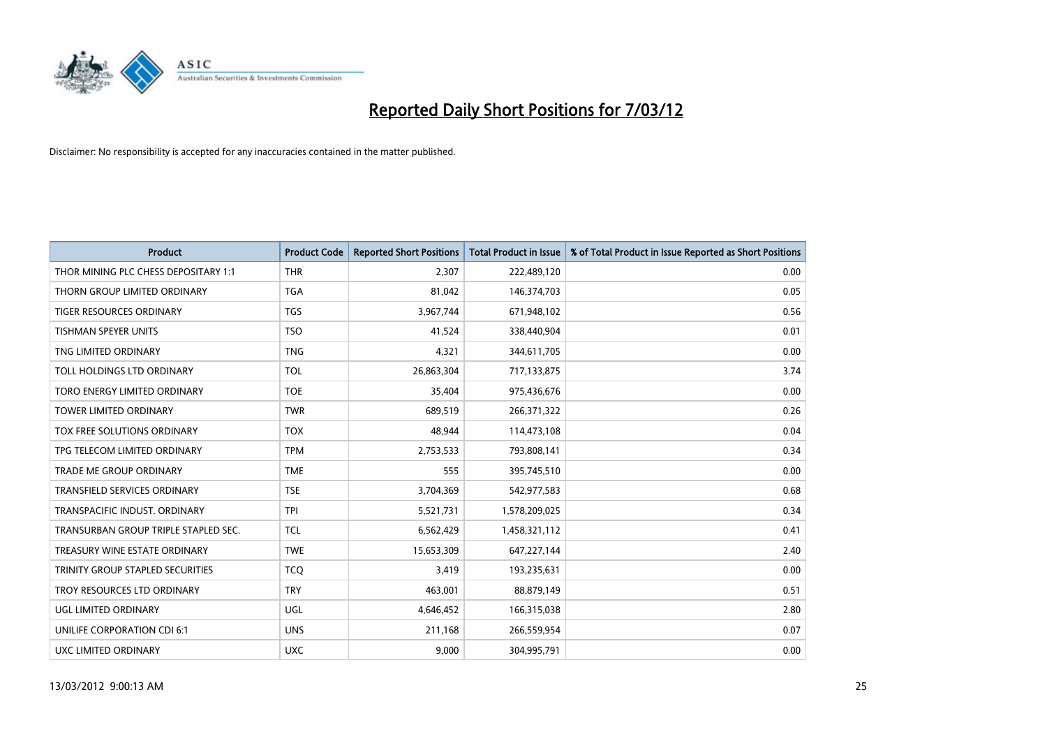# Reported Daily Short Positions for 7/03/12

Disclaimer: No responsibility is accepted for any inaccuracies contained in the matter published.

| Product | Product Code | Reported Short Positions | Total Product in Issue | % of Total Product in Issue Reported as Short Positions |
|---|---|---|---|---|
| THOR MINING PLC CHESS DEPOSITARY 1:1 | THR | 2,307 | 222,489,120 | 0.00 |
| THORN GROUP LIMITED ORDINARY | TGA | 81,042 | 146,374,703 | 0.05 |
| TIGER RESOURCES ORDINARY | TGS | 3,967,744 | 671,948,102 | 0.56 |
| TISHMAN SPEYER UNITS | TSO | 41,524 | 338,440,904 | 0.01 |
| TNG LIMITED ORDINARY | TNG | 4,321 | 344,611,705 | 0.00 |
| TOLL HOLDINGS LTD ORDINARY | TOL | 26,863,304 | 717,133,875 | 3.74 |
| TORO ENERGY LIMITED ORDINARY | TOE | 35,404 | 975,436,676 | 0.00 |
| TOWER LIMITED ORDINARY | TWR | 689,519 | 266,371,322 | 0.26 |
| TOX FREE SOLUTIONS ORDINARY | TOX | 48,944 | 114,473,108 | 0.04 |
| TPG TELECOM LIMITED ORDINARY | TPM | 2,753,533 | 793,808,141 | 0.34 |
| TRADE ME GROUP ORDINARY | TME | 555 | 395,745,510 | 0.00 |
| TRANSFIELD SERVICES ORDINARY | TSE | 3,704,369 | 542,977,583 | 0.68 |
| TRANSPACIFIC INDUST. ORDINARY | TPI | 5,521,731 | 1,578,209,025 | 0.34 |
| TRANSURBAN GROUP TRIPLE STAPLED SEC. | TCL | 6,562,429 | 1,458,321,112 | 0.41 |
| TREASURY WINE ESTATE ORDINARY | TWE | 15,653,309 | 647,227,144 | 2.40 |
| TRINITY GROUP STAPLED SECURITIES | TCQ | 3,419 | 193,235,631 | 0.00 |
| TROY RESOURCES LTD ORDINARY | TRY | 463,001 | 88,879,149 | 0.51 |
| UGL LIMITED ORDINARY | UGL | 4,646,452 | 166,315,038 | 2.80 |
| UNILIFE CORPORATION CDI 6:1 | UNS | 211,168 | 266,559,954 | 0.07 |
| UXC LIMITED ORDINARY | UXC | 9,000 | 304,995,791 | 0.00 |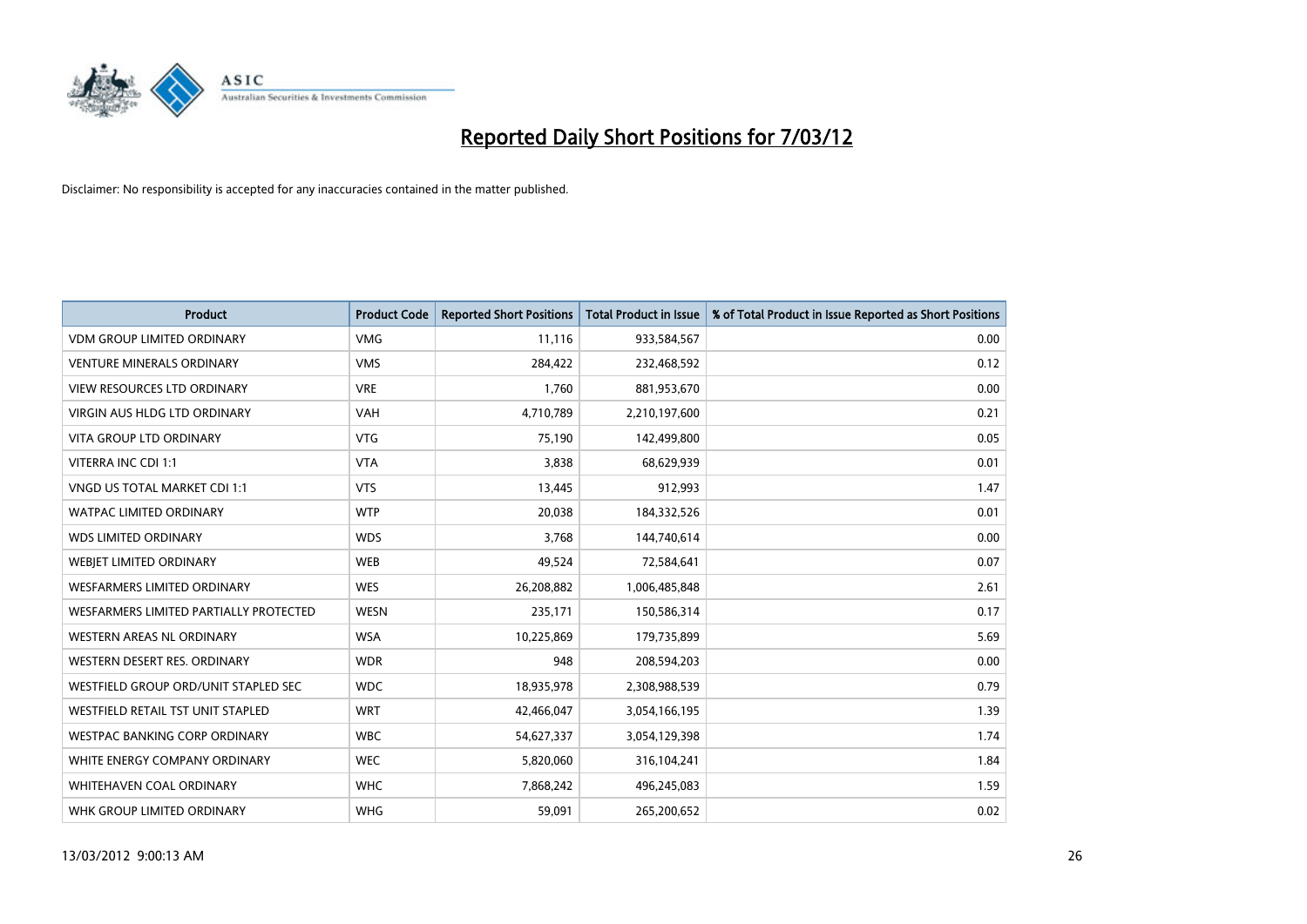# Reported Daily Short Positions for 7/03/12

Disclaimer: No responsibility is accepted for any inaccuracies contained in the matter published.

| Product | Product Code | Reported Short Positions | Total Product in Issue | % of Total Product in Issue Reported as Short Positions |
|---|---|---|---|---|
| VDM GROUP LIMITED ORDINARY | VMG | 11,116 | 933,584,567 | 0.00 |
| VENTURE MINERALS ORDINARY | VMS | 284,422 | 232,468,592 | 0.12 |
| VIEW RESOURCES LTD ORDINARY | VRE | 1,760 | 881,953,670 | 0.00 |
| VIRGIN AUS HLDG LTD ORDINARY | VAH | 4,710,789 | 2,210,197,600 | 0.21 |
| VITA GROUP LTD ORDINARY | VTG | 75,190 | 142,499,800 | 0.05 |
| VITERRA INC CDI 1:1 | VTA | 3,838 | 68,629,939 | 0.01 |
| VNGD US TOTAL MARKET CDI 1:1 | VTS | 13,445 | 912,993 | 1.47 |
| WATPAC LIMITED ORDINARY | WTP | 20,038 | 184,332,526 | 0.01 |
| WDS LIMITED ORDINARY | WDS | 3,768 | 144,740,614 | 0.00 |
| WEBJET LIMITED ORDINARY | WEB | 49,524 | 72,584,641 | 0.07 |
| WESFARMERS LIMITED ORDINARY | WES | 26,208,882 | 1,006,485,848 | 2.61 |
| WESFARMERS LIMITED PARTIALLY PROTECTED | WESN | 235,171 | 150,586,314 | 0.17 |
| WESTERN AREAS NL ORDINARY | WSA | 10,225,869 | 179,735,899 | 5.69 |
| WESTERN DESERT RES. ORDINARY | WDR | 948 | 208,594,203 | 0.00 |
| WESTFIELD GROUP ORD/UNIT STAPLED SEC | WDC | 18,935,978 | 2,308,988,539 | 0.79 |
| WESTFIELD RETAIL TST UNIT STAPLED | WRT | 42,466,047 | 3,054,166,195 | 1.39 |
| WESTPAC BANKING CORP ORDINARY | WBC | 54,627,337 | 3,054,129,398 | 1.74 |
| WHITE ENERGY COMPANY ORDINARY | WEC | 5,820,060 | 316,104,241 | 1.84 |
| WHITEHAVEN COAL ORDINARY | WHC | 7,868,242 | 496,245,083 | 1.59 |
| WHK GROUP LIMITED ORDINARY | WHG | 59,091 | 265,200,652 | 0.02 |

13/03/2012 9:00:13 AM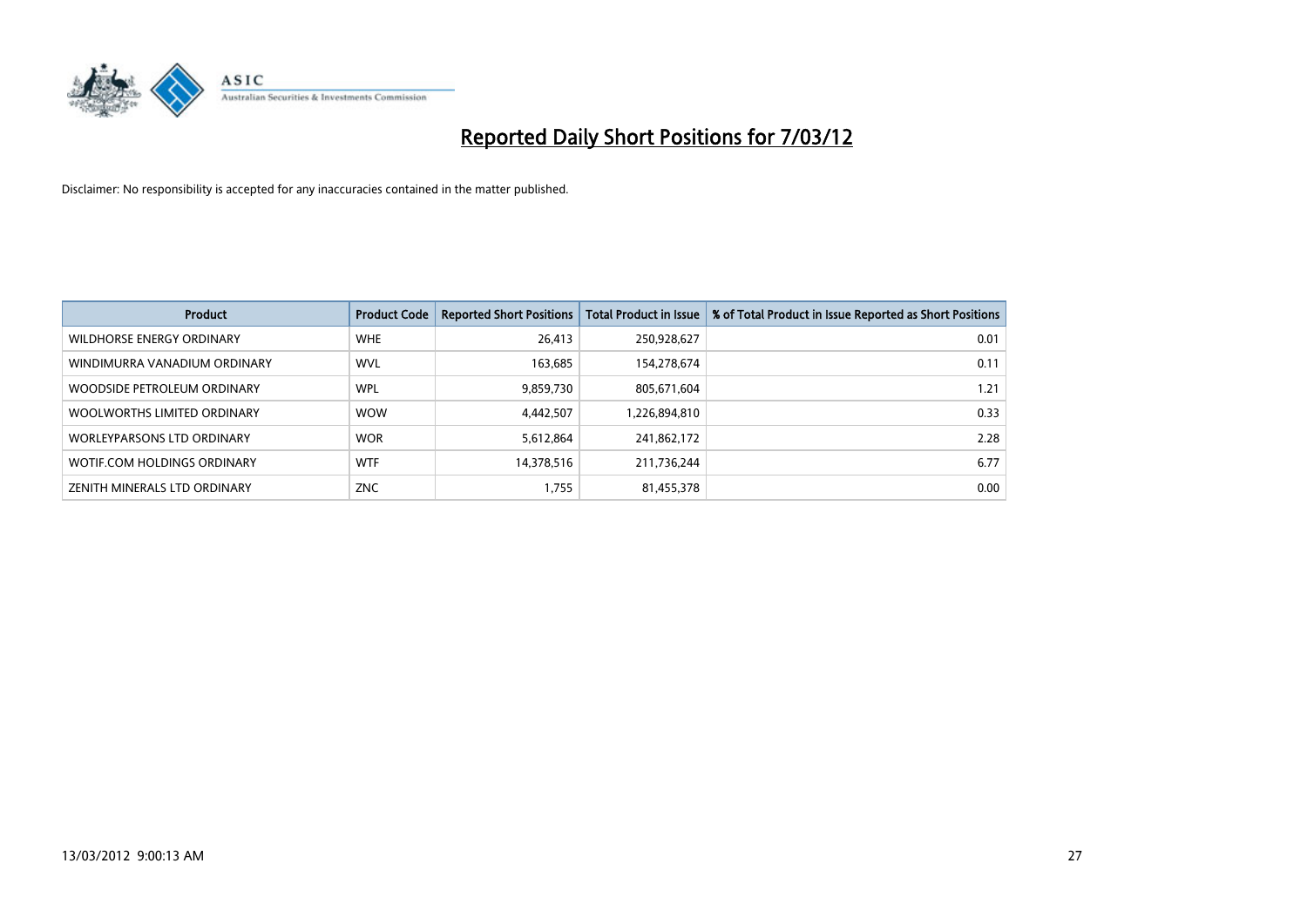# Reported Daily Short Positions for 7/03/12

Disclaimer: No responsibility is accepted for any inaccuracies contained in the matter published.

| Product | Product Code | Reported Short Positions | Total Product in Issue | % of Total Product in Issue Reported as Short Positions |
|---|---|---|---|---|
| WILDHORSE ENERGY ORDINARY | WHE | 26,413 | 250,928,627 | 0.01 |
| WINDIMURRA VANADIUM ORDINARY | WVL | 163,685 | 154,278,674 | 0.11 |
| WOODSIDE PETROLEUM ORDINARY | WPL | 9,859,730 | 805,671,604 | 1.21 |
| WOOLWORTHS LIMITED ORDINARY | WOW | 4,442,507 | 1,226,894,810 | 0.33 |
| WORLEYPARSONS LTD ORDINARY | WOR | 5,612,864 | 241,862,172 | 2.28 |
| WOTIF.COM HOLDINGS ORDINARY | WTF | 14,378,516 | 211,736,244 | 6.77 |
| ZENITH MINERALS LTD ORDINARY | ZNC | 1,755 | 81,455,378 | 0.00 |

13/03/2012 9:00:13 AM